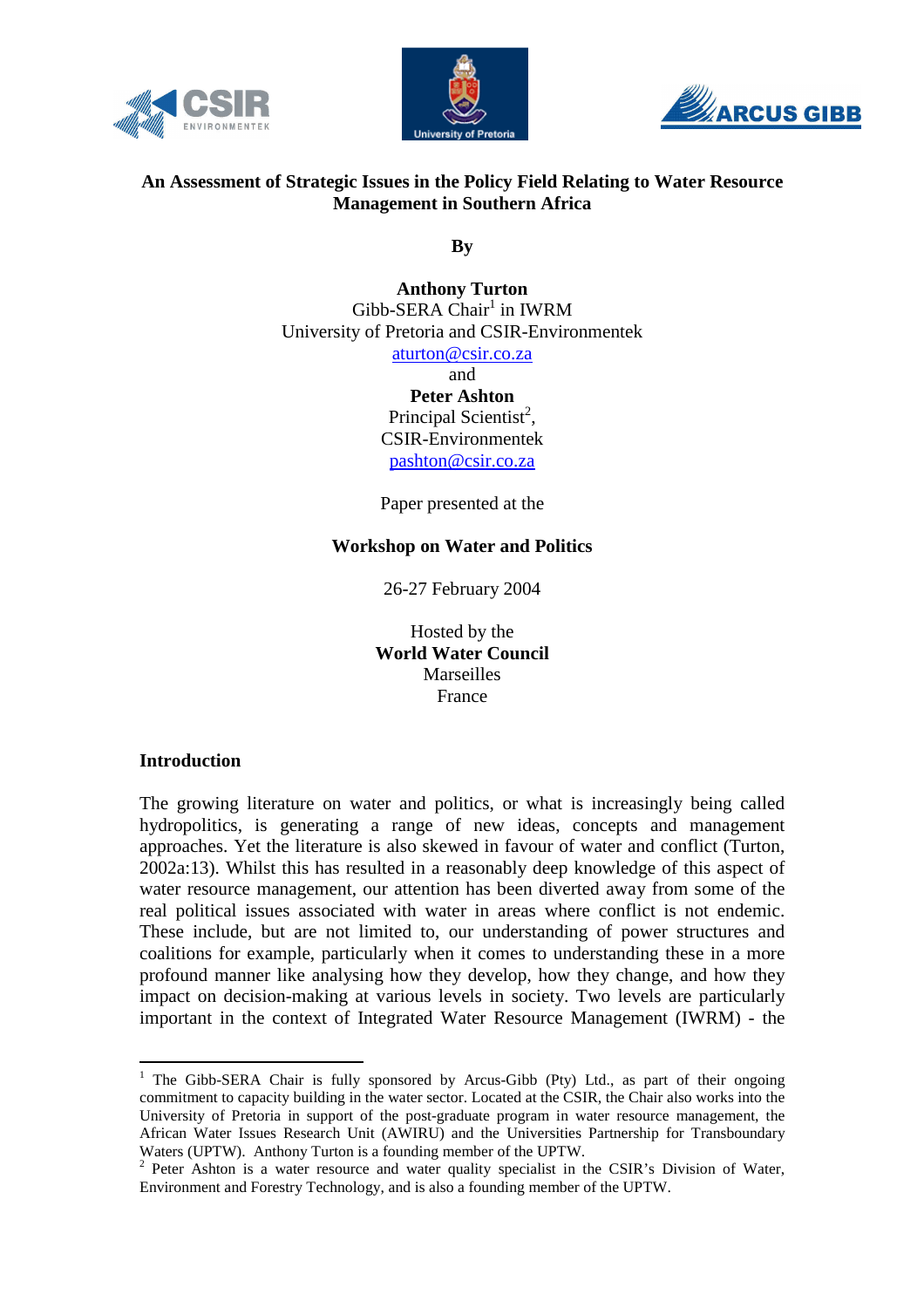# An Assessment of Strategic Issues in the Policy Field Relating to Water Resource Management in Southern Africa

**By**

**Anthony Turton**
Gibb-SERA Chair[1] in IWRM
University of Pretoria and CSIR-Environmentek
aturton@csir.co.za
and
**Peter Ashton**
Principal Scientist[2],
CSIR-Environmentek
pashton@csir.co.za

Paper presented at the

**Workshop on Water and Politics**

26-27 February 2004

Hosted by the
**World Water Council**
Marseilles
France

## Introduction

The growing literature on water and politics, or what is increasingly being called hydropolitics, is generating a range of new ideas, concepts and management approaches. Yet the literature is also skewed in favour of water and conflict (Turton, 2002a:13). Whilst this has resulted in a reasonably deep knowledge of this aspect of water resource management, our attention has been diverted away from some of the real political issues associated with water in areas where conflict is not endemic. These include, but are not limited to, our understanding of power structures and coalitions for example, particularly when it comes to understanding these in a more profound manner like analysing how they develop, how they change, and how they impact on decision-making at various levels in society. Two levels are particularly important in the context of Integrated Water Resource Management (IWRM) - the

---

[1] The Gibb-SERA Chair is fully sponsored by Arcus-Gibb (Pty) Ltd., as part of their ongoing commitment to capacity building in the water sector. Located at the CSIR, the Chair also works into the University of Pretoria in support of the post-graduate program in water resource management, the African Water Issues Research Unit (AWIRU) and the Universities Partnership for Transboundary Waters (UPTW). Anthony Turton is a founding member of the UPTW.

[2] Peter Ashton is a water resource and water quality specialist in the CSIR's Division of Water, Environment and Forestry Technology, and is also a founding member of the UPTW.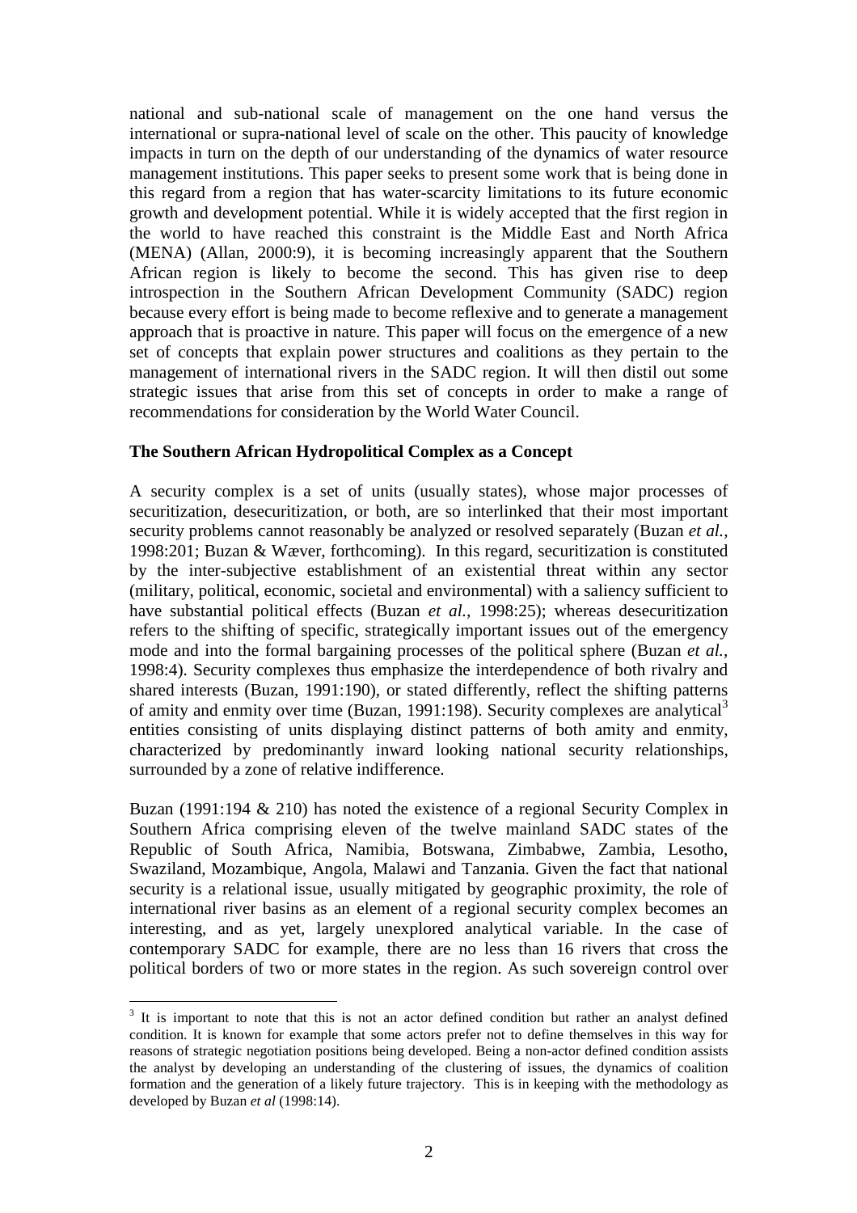national and sub-national scale of management on the one hand versus the international or supra-national level of scale on the other. This paucity of knowledge impacts in turn on the depth of our understanding of the dynamics of water resource management institutions. This paper seeks to present some work that is being done in this regard from a region that has water-scarcity limitations to its future economic growth and development potential. While it is widely accepted that the first region in the world to have reached this constraint is the Middle East and North Africa (MENA) (Allan, 2000:9), it is becoming increasingly apparent that the Southern African region is likely to become the second. This has given rise to deep introspection in the Southern African Development Community (SADC) region because every effort is being made to become reflexive and to generate a management approach that is proactive in nature. This paper will focus on the emergence of a new set of concepts that explain power structures and coalitions as they pertain to the management of international rivers in the SADC region. It will then distil out some strategic issues that arise from this set of concepts in order to make a range of recommendations for consideration by the World Water Council.

**The Southern African Hydropolitical Complex as a Concept**

A security complex is a set of units (usually states), whose major processes of securitization, desecuritization, or both, are so interlinked that their most important security problems cannot reasonably be analyzed or resolved separately (Buzan *et al.*, 1998:201; Buzan & Wæver, forthcoming). In this regard, securitization is constituted by the inter-subjective establishment of an existential threat within any sector (military, political, economic, societal and environmental) with a saliency sufficient to have substantial political effects (Buzan *et al.,* 1998:25); whereas desecuritization refers to the shifting of specific, strategically important issues out of the emergency mode and into the formal bargaining processes of the political sphere (Buzan *et al.,* 1998:4). Security complexes thus emphasize the interdependence of both rivalry and shared interests (Buzan, 1991:190), or stated differently, reflect the shifting patterns of amity and enmity over time (Buzan, 1991:198). Security complexes are analytical[3] entities consisting of units displaying distinct patterns of both amity and enmity, characterized by predominantly inward looking national security relationships, surrounded by a zone of relative indifference.

Buzan (1991:194 & 210) has noted the existence of a regional Security Complex in Southern Africa comprising eleven of the twelve mainland SADC states of the Republic of South Africa, Namibia, Botswana, Zimbabwe, Zambia, Lesotho, Swaziland, Mozambique, Angola, Malawi and Tanzania. Given the fact that national security is a relational issue, usually mitigated by geographic proximity, the role of international river basins as an element of a regional security complex becomes an interesting, and as yet, largely unexplored analytical variable. In the case of contemporary SADC for example, there are no less than 16 rivers that cross the political borders of two or more states in the region. As such sovereign control over

---

[3] It is important to note that this is not an actor defined condition but rather an analyst defined condition. It is known for example that some actors prefer not to define themselves in this way for reasons of strategic negotiation positions being developed. Being a non-actor defined condition assists the analyst by developing an understanding of the clustering of issues, the dynamics of coalition formation and the generation of a likely future trajectory. This is in keeping with the methodology as developed by Buzan *et al* (1998:14).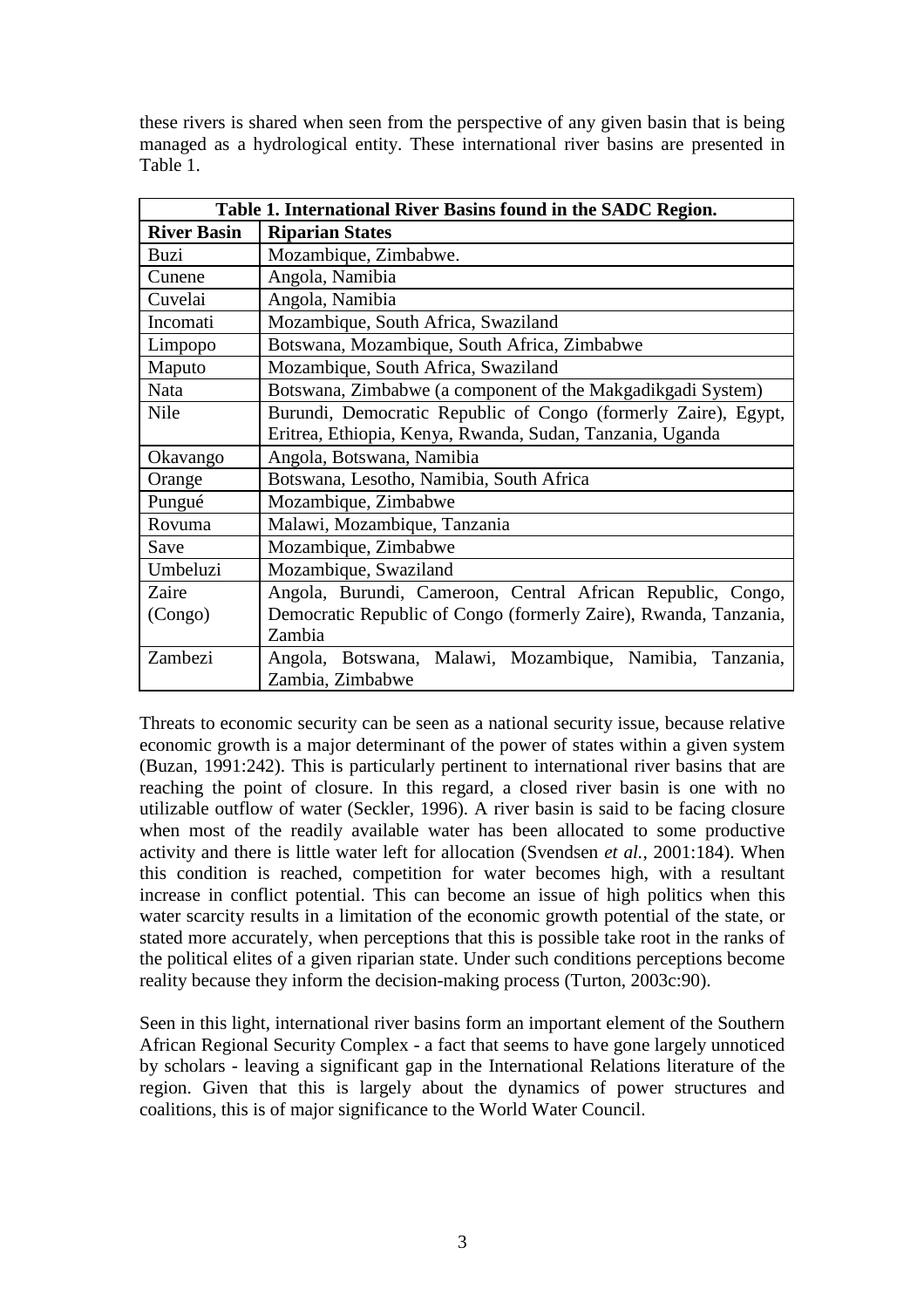these rivers is shared when seen from the perspective of any given basin that is being managed as a hydrological entity. These international river basins are presented in Table 1.

| **Table 1. International River Basins found in the SADC Region.** | |
|---|---|
| **River Basin** | **Riparian States** |
| Buzi | Mozambique, Zimbabwe. |
| Cunene | Angola, Namibia |
| Cuvelai | Angola, Namibia |
| Incomati | Mozambique, South Africa, Swaziland |
| Limpopo | Botswana, Mozambique, South Africa, Zimbabwe |
| Maputo | Mozambique, South Africa, Swaziland |
| Nata | Botswana, Zimbabwe (a component of the Makgadikgadi System) |
| Nile | Burundi, Democratic Republic of Congo (formerly Zaire), Egypt, Eritrea, Ethiopia, Kenya, Rwanda, Sudan, Tanzania, Uganda |
| Okavango | Angola, Botswana, Namibia |
| Orange | Botswana, Lesotho, Namibia, South Africa |
| Pungué | Mozambique, Zimbabwe |
| Rovuma | Malawi, Mozambique, Tanzania |
| Save | Mozambique, Zimbabwe |
| Umbeluzi | Mozambique, Swaziland |
| Zaire (Congo) | Angola, Burundi, Cameroon, Central African Republic, Congo, Democratic Republic of Congo (formerly Zaire), Rwanda, Tanzania, Zambia |
| Zambezi | Angola, Botswana, Malawi, Mozambique, Namibia, Tanzania, Zambia, Zimbabwe |

Threats to economic security can be seen as a national security issue, because relative economic growth is a major determinant of the power of states within a given system (Buzan, 1991:242). This is particularly pertinent to international river basins that are reaching the point of closure. In this regard, a closed river basin is one with no utilizable outflow of water (Seckler, 1996). A river basin is said to be facing closure when most of the readily available water has been allocated to some productive activity and there is little water left for allocation (Svendsen *et al.*, 2001:184). When this condition is reached, competition for water becomes high, with a resultant increase in conflict potential. This can become an issue of high politics when this water scarcity results in a limitation of the economic growth potential of the state, or stated more accurately, when perceptions that this is possible take root in the ranks of the political elites of a given riparian state. Under such conditions perceptions become reality because they inform the decision-making process (Turton, 2003c:90).

Seen in this light, international river basins form an important element of the Southern African Regional Security Complex - a fact that seems to have gone largely unnoticed by scholars - leaving a significant gap in the International Relations literature of the region. Given that this is largely about the dynamics of power structures and coalitions, this is of major significance to the World Water Council.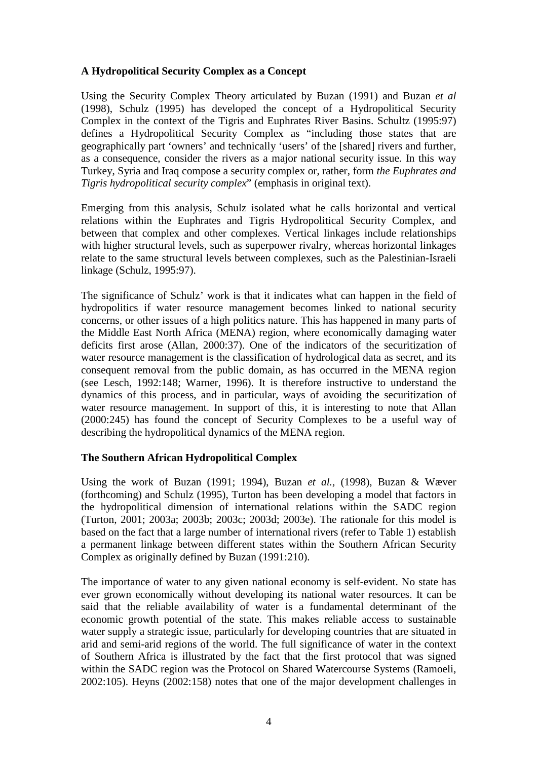## A Hydropolitical Security Complex as a Concept

Using the Security Complex Theory articulated by Buzan (1991) and Buzan *et al* (1998), Schulz (1995) has developed the concept of a Hydropolitical Security Complex in the context of the Tigris and Euphrates River Basins. Schultz (1995:97) defines a Hydropolitical Security Complex as "including those states that are geographically part 'owners' and technically 'users' of the [shared] rivers and further, as a consequence, consider the rivers as a major national security issue. In this way Turkey, Syria and Iraq compose a security complex or, rather, form *the Euphrates and Tigris hydropolitical security complex*" (emphasis in original text).

Emerging from this analysis, Schulz isolated what he calls horizontal and vertical relations within the Euphrates and Tigris Hydropolitical Security Complex, and between that complex and other complexes. Vertical linkages include relationships with higher structural levels, such as superpower rivalry, whereas horizontal linkages relate to the same structural levels between complexes, such as the Palestinian-Israeli linkage (Schulz, 1995:97).

The significance of Schulz' work is that it indicates what can happen in the field of hydropolitics if water resource management becomes linked to national security concerns, or other issues of a high politics nature. This has happened in many parts of the Middle East North Africa (MENA) region, where economically damaging water deficits first arose (Allan, 2000:37). One of the indicators of the securitization of water resource management is the classification of hydrological data as secret, and its consequent removal from the public domain, as has occurred in the MENA region (see Lesch, 1992:148; Warner, 1996). It is therefore instructive to understand the dynamics of this process, and in particular, ways of avoiding the securitization of water resource management. In support of this, it is interesting to note that Allan (2000:245) has found the concept of Security Complexes to be a useful way of describing the hydropolitical dynamics of the MENA region.

## The Southern African Hydropolitical Complex

Using the work of Buzan (1991; 1994), Buzan *et al.,* (1998), Buzan & Wæver (forthcoming) and Schulz (1995), Turton has been developing a model that factors in the hydropolitical dimension of international relations within the SADC region (Turton, 2001; 2003a; 2003b; 2003c; 2003d; 2003e). The rationale for this model is based on the fact that a large number of international rivers (refer to Table 1) establish a permanent linkage between different states within the Southern African Security Complex as originally defined by Buzan (1991:210).

The importance of water to any given national economy is self-evident. No state has ever grown economically without developing its national water resources. It can be said that the reliable availability of water is a fundamental determinant of the economic growth potential of the state. This makes reliable access to sustainable water supply a strategic issue, particularly for developing countries that are situated in arid and semi-arid regions of the world. The full significance of water in the context of Southern Africa is illustrated by the fact that the first protocol that was signed within the SADC region was the Protocol on Shared Watercourse Systems (Ramoeli, 2002:105). Heyns (2002:158) notes that one of the major development challenges in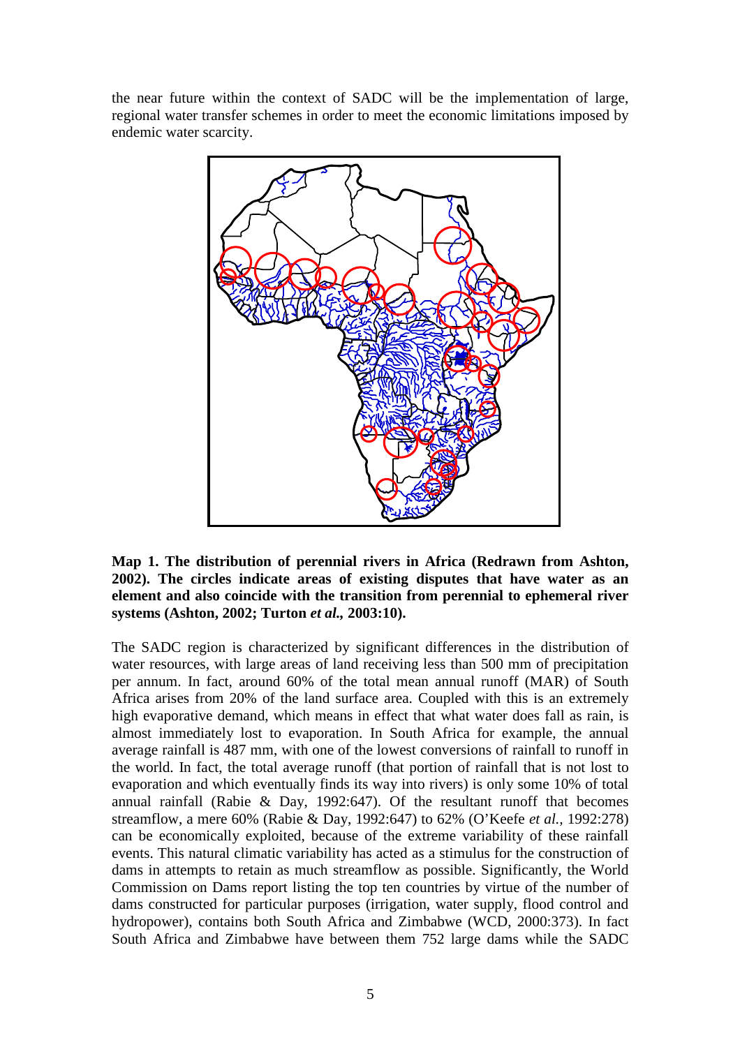the near future within the context of SADC will be the implementation of large, regional water transfer schemes in order to meet the economic limitations imposed by endemic water scarcity.

**Map 1. The distribution of perennial rivers in Africa (Redrawn from Ashton, 2002). The circles indicate areas of existing disputes that have water as an element and also coincide with the transition from perennial to ephemeral river systems (Ashton, 2002; Turton *et al.*, 2003:10).**

The SADC region is characterized by significant differences in the distribution of water resources, with large areas of land receiving less than 500 mm of precipitation per annum. In fact, around 60% of the total mean annual runoff (MAR) of South Africa arises from 20% of the land surface area. Coupled with this is an extremely high evaporative demand, which means in effect that what water does fall as rain, is almost immediately lost to evaporation. In South Africa for example, the annual average rainfall is 487 mm, with one of the lowest conversions of rainfall to runoff in the world. In fact, the total average runoff (that portion of rainfall that is not lost to evaporation and which eventually finds its way into rivers) is only some 10% of total annual rainfall (Rabie & Day, 1992:647). Of the resultant runoff that becomes streamflow, a mere 60% (Rabie & Day, 1992:647) to 62% (O'Keefe *et al.*, 1992:278) can be economically exploited, because of the extreme variability of these rainfall events. This natural climatic variability has acted as a stimulus for the construction of dams in attempts to retain as much streamflow as possible. Significantly, the World Commission on Dams report listing the top ten countries by virtue of the number of dams constructed for particular purposes (irrigation, water supply, flood control and hydropower), contains both South Africa and Zimbabwe (WCD, 2000:373). In fact South Africa and Zimbabwe have between them 752 large dams while the SADC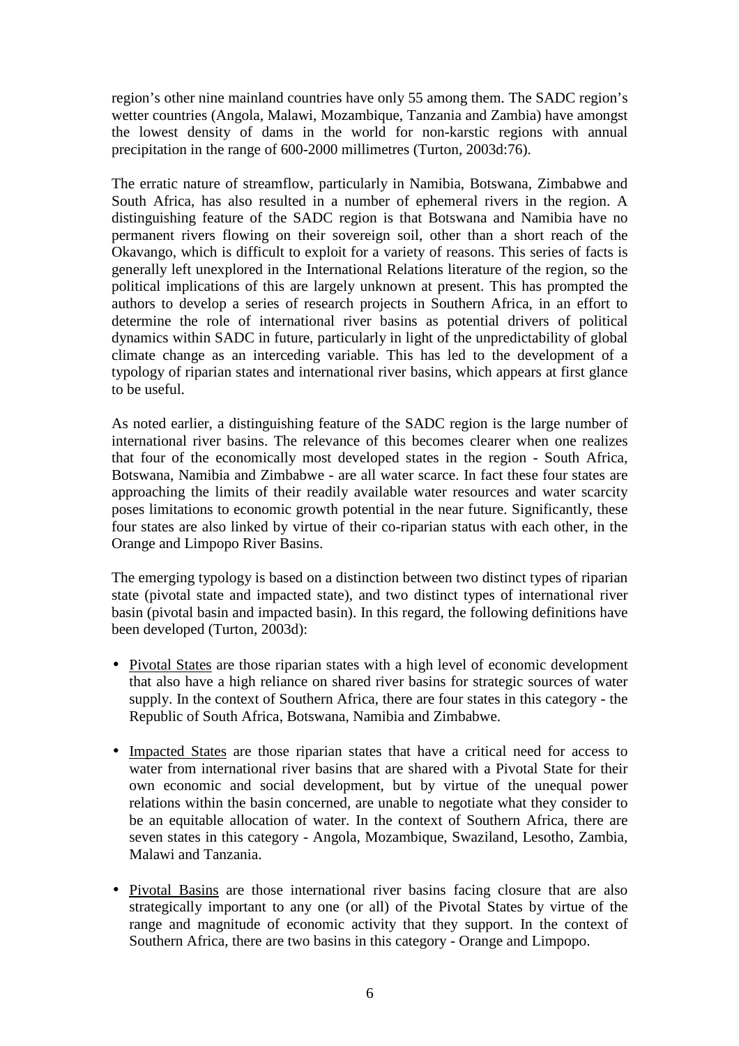region's other nine mainland countries have only 55 among them. The SADC region's wetter countries (Angola, Malawi, Mozambique, Tanzania and Zambia) have amongst the lowest density of dams in the world for non-karstic regions with annual precipitation in the range of 600-2000 millimetres (Turton, 2003d:76).

The erratic nature of streamflow, particularly in Namibia, Botswana, Zimbabwe and South Africa, has also resulted in a number of ephemeral rivers in the region. A distinguishing feature of the SADC region is that Botswana and Namibia have no permanent rivers flowing on their sovereign soil, other than a short reach of the Okavango, which is difficult to exploit for a variety of reasons. This series of facts is generally left unexplored in the International Relations literature of the region, so the political implications of this are largely unknown at present. This has prompted the authors to develop a series of research projects in Southern Africa, in an effort to determine the role of international river basins as potential drivers of political dynamics within SADC in future, particularly in light of the unpredictability of global climate change as an interceding variable. This has led to the development of a typology of riparian states and international river basins, which appears at first glance to be useful.

As noted earlier, a distinguishing feature of the SADC region is the large number of international river basins. The relevance of this becomes clearer when one realizes that four of the economically most developed states in the region - South Africa, Botswana, Namibia and Zimbabwe - are all water scarce. In fact these four states are approaching the limits of their readily available water resources and water scarcity poses limitations to economic growth potential in the near future. Significantly, these four states are also linked by virtue of their co-riparian status with each other, in the Orange and Limpopo River Basins.

The emerging typology is based on a distinction between two distinct types of riparian state (pivotal state and impacted state), and two distinct types of international river basin (pivotal basin and impacted basin). In this regard, the following definitions have been developed (Turton, 2003d):

- Pivotal States are those riparian states with a high level of economic development that also have a high reliance on shared river basins for strategic sources of water supply. In the context of Southern Africa, there are four states in this category - the Republic of South Africa, Botswana, Namibia and Zimbabwe.

- Impacted States are those riparian states that have a critical need for access to water from international river basins that are shared with a Pivotal State for their own economic and social development, but by virtue of the unequal power relations within the basin concerned, are unable to negotiate what they consider to be an equitable allocation of water. In the context of Southern Africa, there are seven states in this category - Angola, Mozambique, Swaziland, Lesotho, Zambia, Malawi and Tanzania.

- Pivotal Basins are those international river basins facing closure that are also strategically important to any one (or all) of the Pivotal States by virtue of the range and magnitude of economic activity that they support. In the context of Southern Africa, there are two basins in this category - Orange and Limpopo.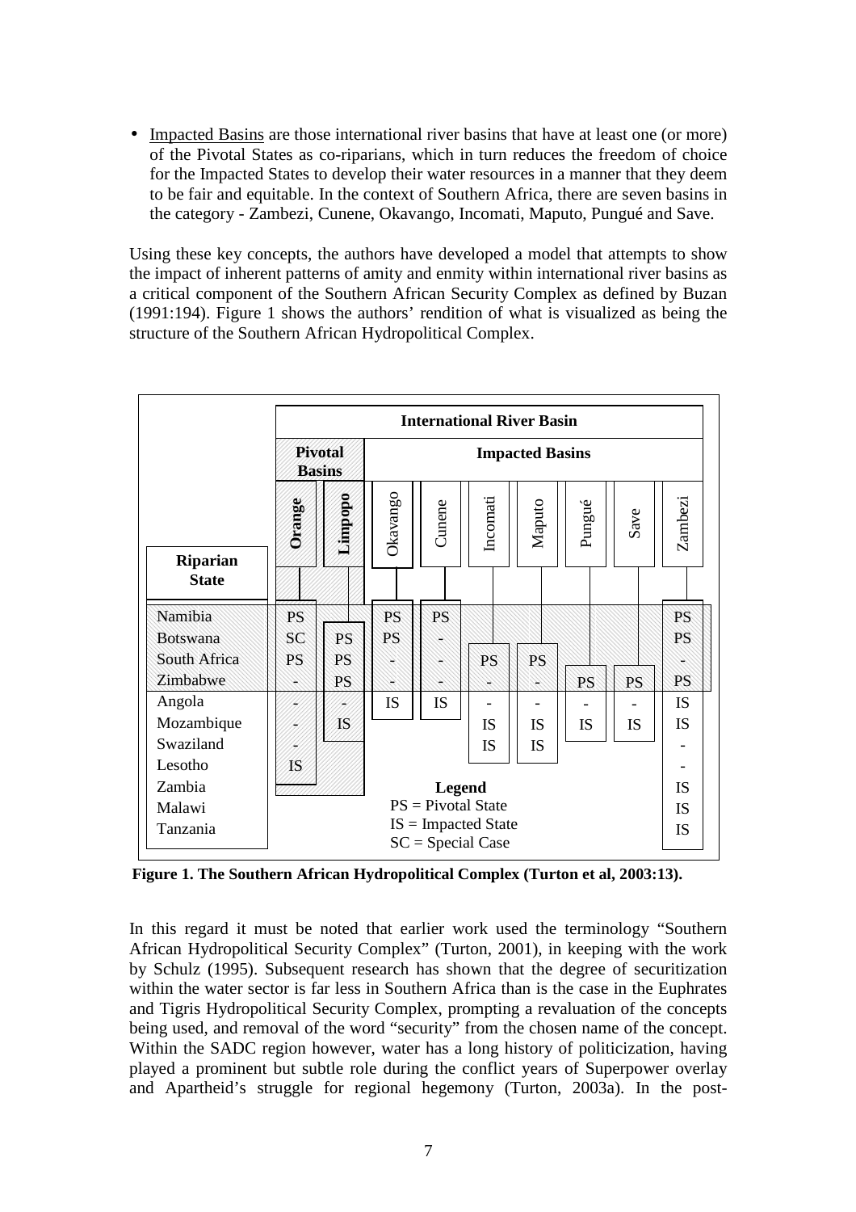- Impacted Basins are those international river basins that have at least one (or more) of the Pivotal States as co-riparians, which in turn reduces the freedom of choice for the Impacted States to develop their water resources in a manner that they deem to be fair and equitable. In the context of Southern Africa, there are seven basins in the category - Zambezi, Cunene, Okavango, Incomati, Maputo, Pungué and Save.

Using these key concepts, the authors have developed a model that attempts to show the impact of inherent patterns of amity and enmity within international river basins as a critical component of the Southern African Security Complex as defined by Buzan (1991:194). Figure 1 shows the authors' rendition of what is visualized as being the structure of the Southern African Hydropolitical Complex.

| | International River Basin | | | | | | | | |
|---|---|---|---|---|---|---|---|---|---|
| | Pivotal Basins | | Impacted Basins | | | | | | |
| Riparian State | Orange | Limpopo | Okavango | Cunene | Incomati | Maputo | Pungué | Save | Zambezi |
| Namibia | PS | | PS | PS | | | | | PS |
| Botswana | SC | PS | PS | - | | | | | PS |
| South Africa | PS | PS | - | - | PS | PS | | | - |
| Zimbabwe | - | PS | - | - | - | - | PS | PS | PS |
| Angola | - | - | IS | IS | - | - | - | - | IS |
| Mozambique | - | IS | | | IS | IS | IS | IS | IS |
| Swaziland | - | | | | IS | IS | | | - |
| Lesotho | IS | | | | | | | | - |
| Zambia | | | | | | | | | IS |
| Malawi | | | | | | | | | IS |
| Tanzania | | | | | | | | | IS |

**Legend**
PS = Pivotal State
IS = Impacted State
SC = Special Case

**Figure 1. The Southern African Hydropolitical Complex (Turton et al, 2003:13).**

In this regard it must be noted that earlier work used the terminology "Southern African Hydropolitical Security Complex" (Turton, 2001), in keeping with the work by Schulz (1995). Subsequent research has shown that the degree of securitization within the water sector is far less in Southern Africa than is the case in the Euphrates and Tigris Hydropolitical Security Complex, prompting a revaluation of the concepts being used, and removal of the word "security" from the chosen name of the concept. Within the SADC region however, water has a long history of politicization, having played a prominent but subtle role during the conflict years of Superpower overlay and Apartheid's struggle for regional hegemony (Turton, 2003a). In the post-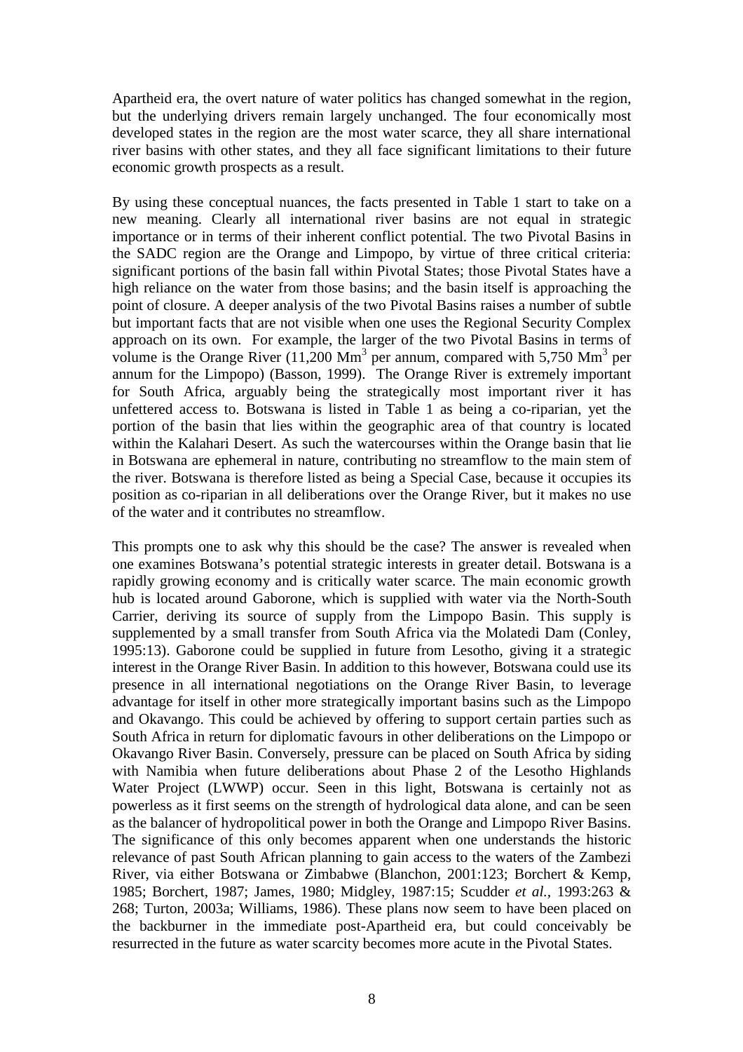Apartheid era, the overt nature of water politics has changed somewhat in the region, but the underlying drivers remain largely unchanged. The four economically most developed states in the region are the most water scarce, they all share international river basins with other states, and they all face significant limitations to their future economic growth prospects as a result.

By using these conceptual nuances, the facts presented in Table 1 start to take on a new meaning. Clearly all international river basins are not equal in strategic importance or in terms of their inherent conflict potential. The two Pivotal Basins in the SADC region are the Orange and Limpopo, by virtue of three critical criteria: significant portions of the basin fall within Pivotal States; those Pivotal States have a high reliance on the water from those basins; and the basin itself is approaching the point of closure. A deeper analysis of the two Pivotal Basins raises a number of subtle but important facts that are not visible when one uses the Regional Security Complex approach on its own. For example, the larger of the two Pivotal Basins in terms of volume is the Orange River (11,200 $Mm^3$ per annum, compared with 5,750 $Mm^3$ per annum for the Limpopo) (Basson, 1999). The Orange River is extremely important for South Africa, arguably being the strategically most important river it has unfettered access to. Botswana is listed in Table 1 as being a co-riparian, yet the portion of the basin that lies within the geographic area of that country is located within the Kalahari Desert. As such the watercourses within the Orange basin that lie in Botswana are ephemeral in nature, contributing no streamflow to the main stem of the river. Botswana is therefore listed as being a Special Case, because it occupies its position as co-riparian in all deliberations over the Orange River, but it makes no use of the water and it contributes no streamflow.

This prompts one to ask why this should be the case? The answer is revealed when one examines Botswana's potential strategic interests in greater detail. Botswana is a rapidly growing economy and is critically water scarce. The main economic growth hub is located around Gaborone, which is supplied with water via the North-South Carrier, deriving its source of supply from the Limpopo Basin. This supply is supplemented by a small transfer from South Africa via the Molatedi Dam (Conley, 1995:13). Gaborone could be supplied in future from Lesotho, giving it a strategic interest in the Orange River Basin. In addition to this however, Botswana could use its presence in all international negotiations on the Orange River Basin, to leverage advantage for itself in other more strategically important basins such as the Limpopo and Okavango. This could be achieved by offering to support certain parties such as South Africa in return for diplomatic favours in other deliberations on the Limpopo or Okavango River Basin. Conversely, pressure can be placed on South Africa by siding with Namibia when future deliberations about Phase 2 of the Lesotho Highlands Water Project (LWWP) occur. Seen in this light, Botswana is certainly not as powerless as it first seems on the strength of hydrological data alone, and can be seen as the balancer of hydropolitical power in both the Orange and Limpopo River Basins. The significance of this only becomes apparent when one understands the historic relevance of past South African planning to gain access to the waters of the Zambezi River, via either Botswana or Zimbabwe (Blanchon, 2001:123; Borchert & Kemp, 1985; Borchert, 1987; James, 1980; Midgley, 1987:15; Scudder *et al.*, 1993:263 & 268; Turton, 2003a; Williams, 1986). These plans now seem to have been placed on the backburner in the immediate post-Apartheid era, but could conceivably be resurrected in the future as water scarcity becomes more acute in the Pivotal States.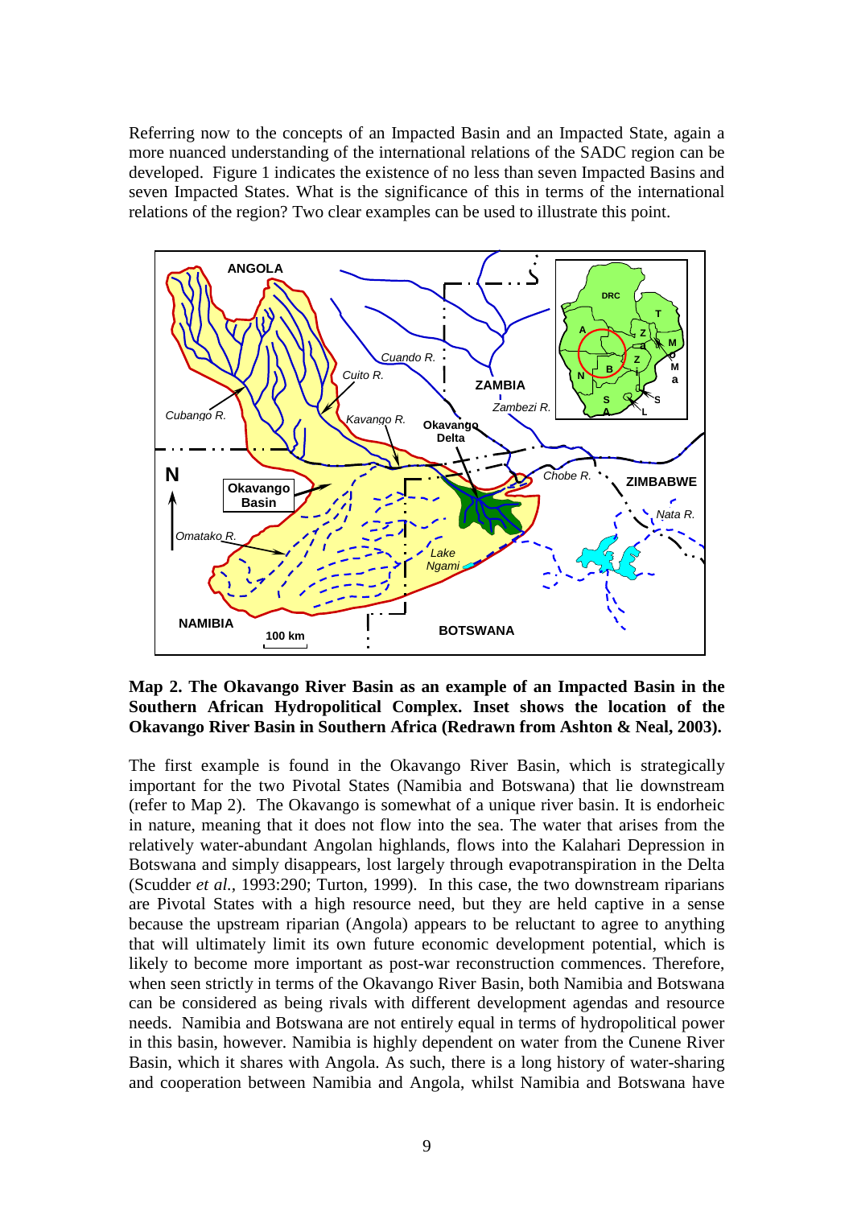Referring now to the concepts of an Impacted Basin and an Impacted State, again a more nuanced understanding of the international relations of the SADC region can be developed. Figure 1 indicates the existence of no less than seven Impacted Basins and seven Impacted States. What is the significance of this in terms of the international relations of the region? Two clear examples can be used to illustrate this point.

**Map 2. The Okavango River Basin as an example of an Impacted Basin in the Southern African Hydropolitical Complex. Inset shows the location of the Okavango River Basin in Southern Africa (Redrawn from Ashton & Neal, 2003).**

The first example is found in the Okavango River Basin, which is strategically important for the two Pivotal States (Namibia and Botswana) that lie downstream (refer to Map 2). The Okavango is somewhat of a unique river basin. It is endorheic in nature, meaning that it does not flow into the sea. The water that arises from the relatively water-abundant Angolan highlands, flows into the Kalahari Depression in Botswana and simply disappears, lost largely through evapotranspiration in the Delta (Scudder *et al.*, 1993:290; Turton, 1999). In this case, the two downstream riparians are Pivotal States with a high resource need, but they are held captive in a sense because the upstream riparian (Angola) appears to be reluctant to agree to anything that will ultimately limit its own future economic development potential, which is likely to become more important as post-war reconstruction commences. Therefore, when seen strictly in terms of the Okavango River Basin, both Namibia and Botswana can be considered as being rivals with different development agendas and resource needs. Namibia and Botswana are not entirely equal in terms of hydropolitical power in this basin, however. Namibia is highly dependent on water from the Cunene River Basin, which it shares with Angola. As such, there is a long history of water-sharing and cooperation between Namibia and Angola, whilst Namibia and Botswana have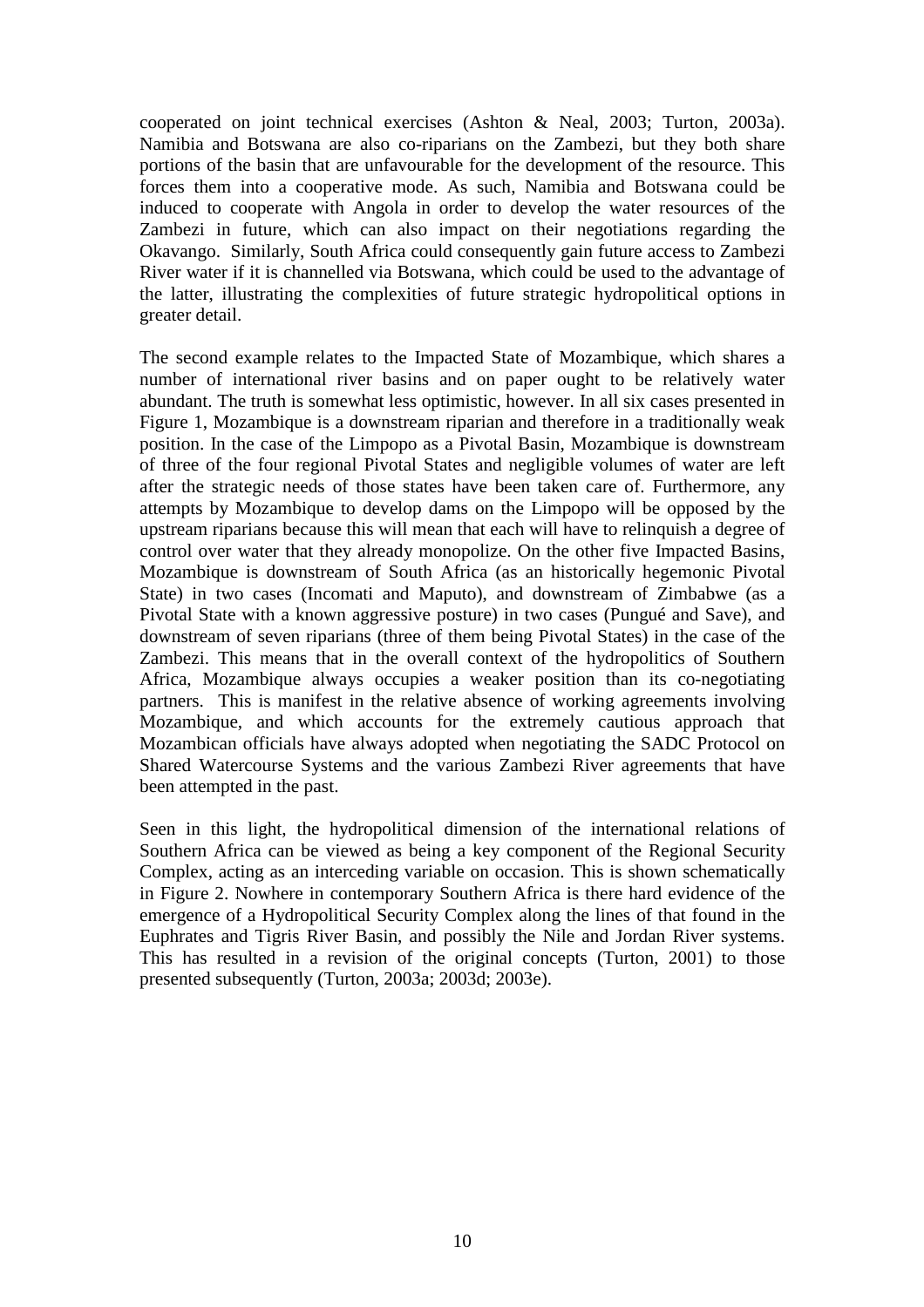cooperated on joint technical exercises (Ashton & Neal, 2003; Turton, 2003a). Namibia and Botswana are also co-riparians on the Zambezi, but they both share portions of the basin that are unfavourable for the development of the resource. This forces them into a cooperative mode. As such, Namibia and Botswana could be induced to cooperate with Angola in order to develop the water resources of the Zambezi in future, which can also impact on their negotiations regarding the Okavango. Similarly, South Africa could consequently gain future access to Zambezi River water if it is channelled via Botswana, which could be used to the advantage of the latter, illustrating the complexities of future strategic hydropolitical options in greater detail.

The second example relates to the Impacted State of Mozambique, which shares a number of international river basins and on paper ought to be relatively water abundant. The truth is somewhat less optimistic, however. In all six cases presented in Figure 1, Mozambique is a downstream riparian and therefore in a traditionally weak position. In the case of the Limpopo as a Pivotal Basin, Mozambique is downstream of three of the four regional Pivotal States and negligible volumes of water are left after the strategic needs of those states have been taken care of. Furthermore, any attempts by Mozambique to develop dams on the Limpopo will be opposed by the upstream riparians because this will mean that each will have to relinquish a degree of control over water that they already monopolize. On the other five Impacted Basins, Mozambique is downstream of South Africa (as an historically hegemonic Pivotal State) in two cases (Incomati and Maputo), and downstream of Zimbabwe (as a Pivotal State with a known aggressive posture) in two cases (Pungué and Save), and downstream of seven riparians (three of them being Pivotal States) in the case of the Zambezi. This means that in the overall context of the hydropolitics of Southern Africa, Mozambique always occupies a weaker position than its co-negotiating partners. This is manifest in the relative absence of working agreements involving Mozambique, and which accounts for the extremely cautious approach that Mozambican officials have always adopted when negotiating the SADC Protocol on Shared Watercourse Systems and the various Zambezi River agreements that have been attempted in the past.

Seen in this light, the hydropolitical dimension of the international relations of Southern Africa can be viewed as being a key component of the Regional Security Complex, acting as an interceding variable on occasion. This is shown schematically in Figure 2. Nowhere in contemporary Southern Africa is there hard evidence of the emergence of a Hydropolitical Security Complex along the lines of that found in the Euphrates and Tigris River Basin, and possibly the Nile and Jordan River systems. This has resulted in a revision of the original concepts (Turton, 2001) to those presented subsequently (Turton, 2003a; 2003d; 2003e).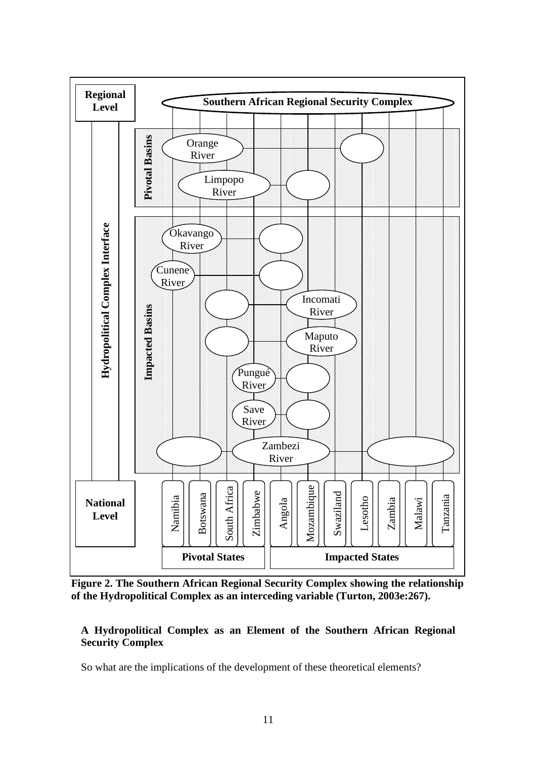**Figure 2. The Southern African Regional Security Complex showing the relationship of the Hydropolitical Complex as an interceding variable (Turton, 2003e:267).**

**A Hydropolitical Complex as an Element of the Southern African Regional Security Complex**

So what are the implications of the development of these theoretical elements?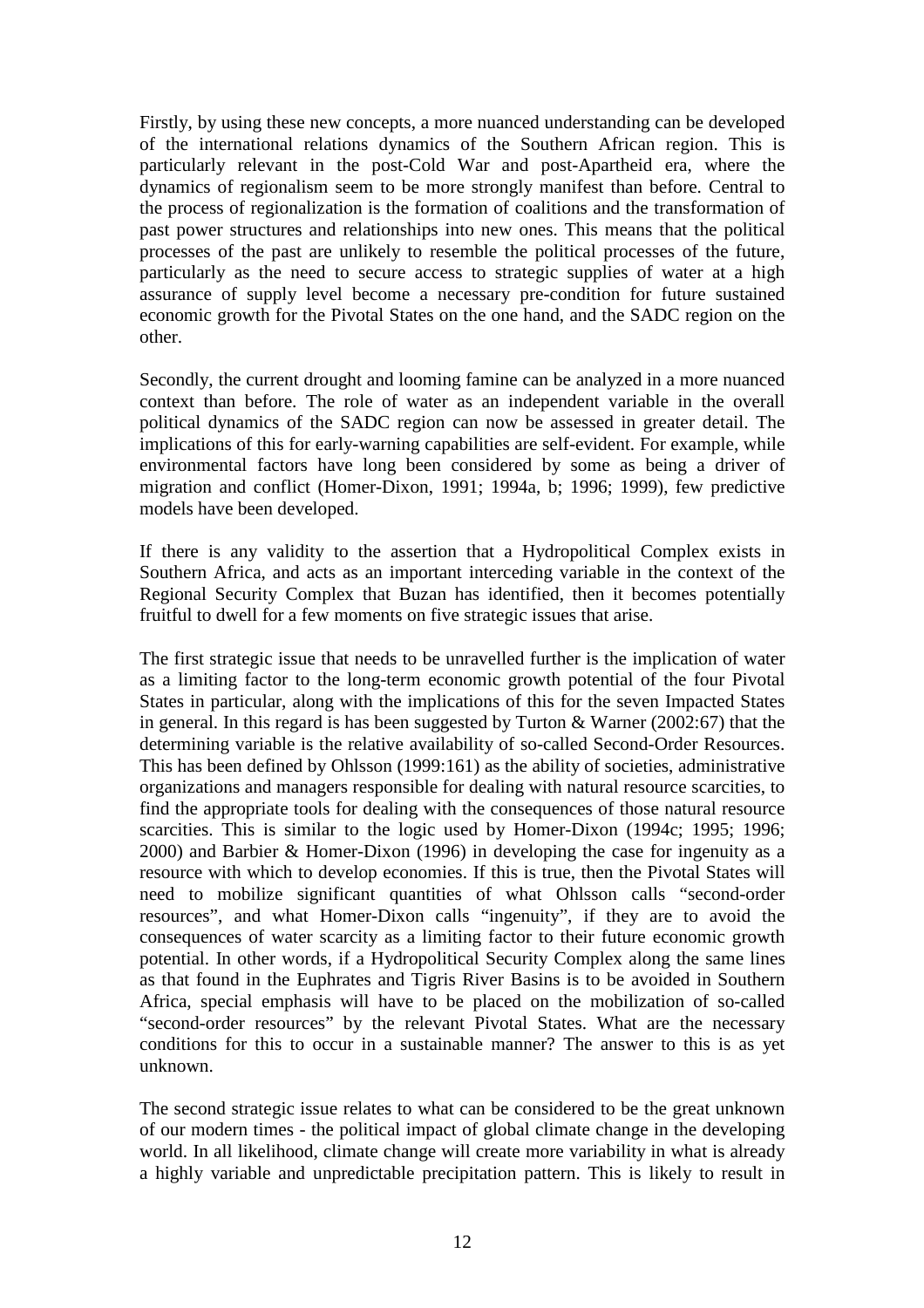Firstly, by using these new concepts, a more nuanced understanding can be developed of the international relations dynamics of the Southern African region. This is particularly relevant in the post-Cold War and post-Apartheid era, where the dynamics of regionalism seem to be more strongly manifest than before. Central to the process of regionalization is the formation of coalitions and the transformation of past power structures and relationships into new ones. This means that the political processes of the past are unlikely to resemble the political processes of the future, particularly as the need to secure access to strategic supplies of water at a high assurance of supply level become a necessary pre-condition for future sustained economic growth for the Pivotal States on the one hand, and the SADC region on the other.

Secondly, the current drought and looming famine can be analyzed in a more nuanced context than before. The role of water as an independent variable in the overall political dynamics of the SADC region can now be assessed in greater detail. The implications of this for early-warning capabilities are self-evident. For example, while environmental factors have long been considered by some as being a driver of migration and conflict (Homer-Dixon, 1991; 1994a, b; 1996; 1999), few predictive models have been developed.

If there is any validity to the assertion that a Hydropolitical Complex exists in Southern Africa, and acts as an important interceding variable in the context of the Regional Security Complex that Buzan has identified, then it becomes potentially fruitful to dwell for a few moments on five strategic issues that arise.

The first strategic issue that needs to be unravelled further is the implication of water as a limiting factor to the long-term economic growth potential of the four Pivotal States in particular, along with the implications of this for the seven Impacted States in general. In this regard is has been suggested by Turton & Warner (2002:67) that the determining variable is the relative availability of so-called Second-Order Resources. This has been defined by Ohlsson (1999:161) as the ability of societies, administrative organizations and managers responsible for dealing with natural resource scarcities, to find the appropriate tools for dealing with the consequences of those natural resource scarcities. This is similar to the logic used by Homer-Dixon (1994c; 1995; 1996; 2000) and Barbier & Homer-Dixon (1996) in developing the case for ingenuity as a resource with which to develop economies. If this is true, then the Pivotal States will need to mobilize significant quantities of what Ohlsson calls "second-order resources", and what Homer-Dixon calls "ingenuity", if they are to avoid the consequences of water scarcity as a limiting factor to their future economic growth potential. In other words, if a Hydropolitical Security Complex along the same lines as that found in the Euphrates and Tigris River Basins is to be avoided in Southern Africa, special emphasis will have to be placed on the mobilization of so-called "second-order resources" by the relevant Pivotal States. What are the necessary conditions for this to occur in a sustainable manner? The answer to this is as yet unknown.

The second strategic issue relates to what can be considered to be the great unknown of our modern times - the political impact of global climate change in the developing world. In all likelihood, climate change will create more variability in what is already a highly variable and unpredictable precipitation pattern. This is likely to result in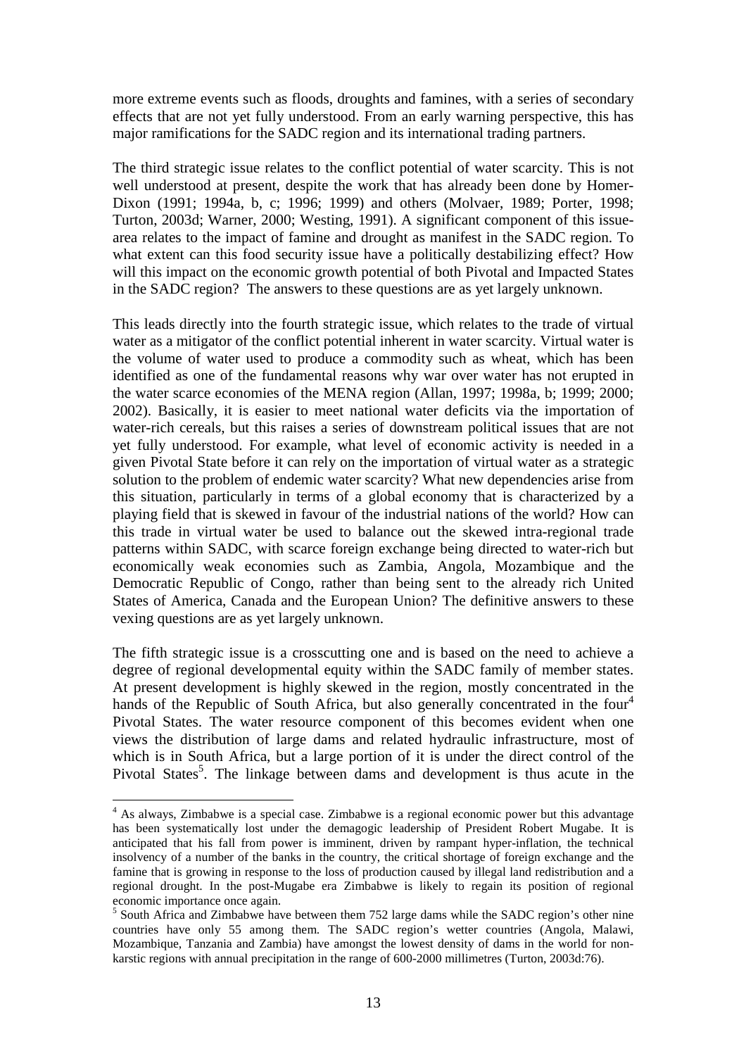more extreme events such as floods, droughts and famines, with a series of secondary effects that are not yet fully understood. From an early warning perspective, this has major ramifications for the SADC region and its international trading partners.

The third strategic issue relates to the conflict potential of water scarcity. This is not well understood at present, despite the work that has already been done by Homer-Dixon (1991; 1994a, b, c; 1996; 1999) and others (Molvaer, 1989; Porter, 1998; Turton, 2003d; Warner, 2000; Westing, 1991). A significant component of this issue-area relates to the impact of famine and drought as manifest in the SADC region. To what extent can this food security issue have a politically destabilizing effect? How will this impact on the economic growth potential of both Pivotal and Impacted States in the SADC region? The answers to these questions are as yet largely unknown.

This leads directly into the fourth strategic issue, which relates to the trade of virtual water as a mitigator of the conflict potential inherent in water scarcity. Virtual water is the volume of water used to produce a commodity such as wheat, which has been identified as one of the fundamental reasons why war over water has not erupted in the water scarce economies of the MENA region (Allan, 1997; 1998a, b; 1999; 2000; 2002). Basically, it is easier to meet national water deficits via the importation of water-rich cereals, but this raises a series of downstream political issues that are not yet fully understood. For example, what level of economic activity is needed in a given Pivotal State before it can rely on the importation of virtual water as a strategic solution to the problem of endemic water scarcity? What new dependencies arise from this situation, particularly in terms of a global economy that is characterized by a playing field that is skewed in favour of the industrial nations of the world? How can this trade in virtual water be used to balance out the skewed intra-regional trade patterns within SADC, with scarce foreign exchange being directed to water-rich but economically weak economies such as Zambia, Angola, Mozambique and the Democratic Republic of Congo, rather than being sent to the already rich United States of America, Canada and the European Union? The definitive answers to these vexing questions are as yet largely unknown.

The fifth strategic issue is a crosscutting one and is based on the need to achieve a degree of regional developmental equity within the SADC family of member states. At present development is highly skewed in the region, mostly concentrated in the hands of the Republic of South Africa, but also generally concentrated in the four[4] Pivotal States. The water resource component of this becomes evident when one views the distribution of large dams and related hydraulic infrastructure, most of which is in South Africa, but a large portion of it is under the direct control of the Pivotal States[5]. The linkage between dams and development is thus acute in the

---

[4] As always, Zimbabwe is a special case. Zimbabwe is a regional economic power but this advantage has been systematically lost under the demagogic leadership of President Robert Mugabe. It is anticipated that his fall from power is imminent, driven by rampant hyper-inflation, the technical insolvency of a number of the banks in the country, the critical shortage of foreign exchange and the famine that is growing in response to the loss of production caused by illegal land redistribution and a regional drought. In the post-Mugabe era Zimbabwe is likely to regain its position of regional economic importance once again.

[5] South Africa and Zimbabwe have between them 752 large dams while the SADC region's other nine countries have only 55 among them. The SADC region's wetter countries (Angola, Malawi, Mozambique, Tanzania and Zambia) have amongst the lowest density of dams in the world for non-karstic regions with annual precipitation in the range of 600-2000 millimetres (Turton, 2003d:76).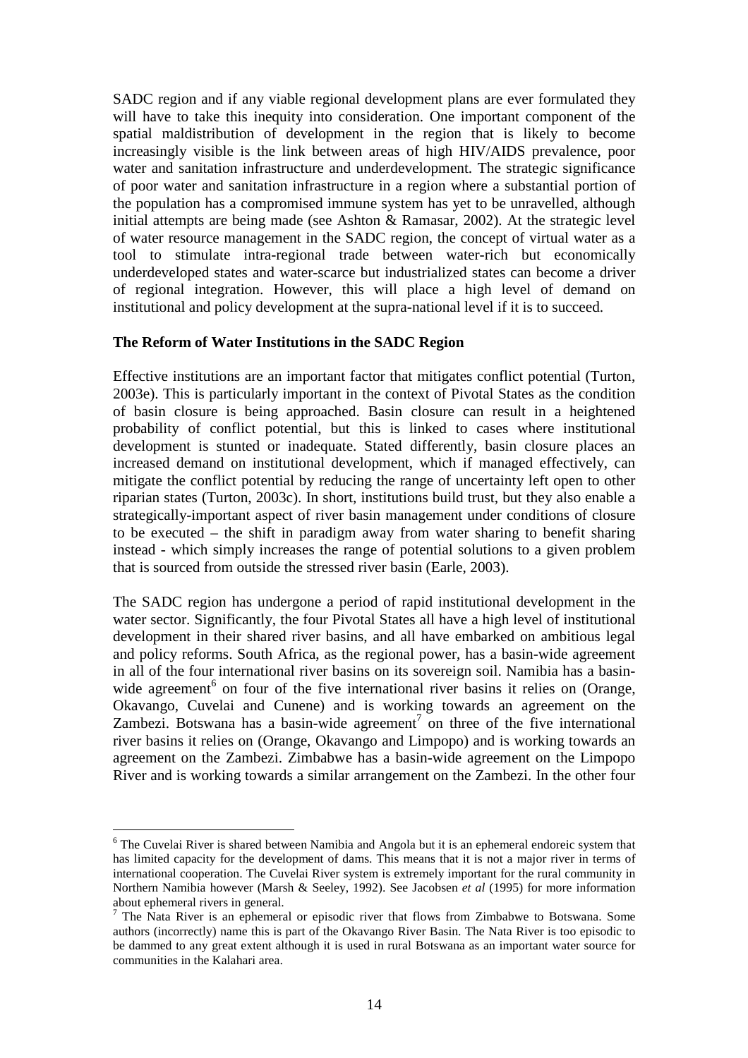SADC region and if any viable regional development plans are ever formulated they will have to take this inequity into consideration. One important component of the spatial maldistribution of development in the region that is likely to become increasingly visible is the link between areas of high HIV/AIDS prevalence, poor water and sanitation infrastructure and underdevelopment. The strategic significance of poor water and sanitation infrastructure in a region where a substantial portion of the population has a compromised immune system has yet to be unravelled, although initial attempts are being made (see Ashton & Ramasar, 2002). At the strategic level of water resource management in the SADC region, the concept of virtual water as a tool to stimulate intra-regional trade between water-rich but economically underdeveloped states and water-scarce but industrialized states can become a driver of regional integration. However, this will place a high level of demand on institutional and policy development at the supra-national level if it is to succeed.

**The Reform of Water Institutions in the SADC Region**

Effective institutions are an important factor that mitigates conflict potential (Turton, 2003e). This is particularly important in the context of Pivotal States as the condition of basin closure is being approached. Basin closure can result in a heightened probability of conflict potential, but this is linked to cases where institutional development is stunted or inadequate. Stated differently, basin closure places an increased demand on institutional development, which if managed effectively, can mitigate the conflict potential by reducing the range of uncertainty left open to other riparian states (Turton, 2003c). In short, institutions build trust, but they also enable a strategically-important aspect of river basin management under conditions of closure to be executed – the shift in paradigm away from water sharing to benefit sharing instead - which simply increases the range of potential solutions to a given problem that is sourced from outside the stressed river basin (Earle, 2003).

The SADC region has undergone a period of rapid institutional development in the water sector. Significantly, the four Pivotal States all have a high level of institutional development in their shared river basins, and all have embarked on ambitious legal and policy reforms. South Africa, as the regional power, has a basin-wide agreement in all of the four international river basins on its sovereign soil. Namibia has a basin-wide agreement[6] on four of the five international river basins it relies on (Orange, Okavango, Cuvelai and Cunene) and is working towards an agreement on the Zambezi. Botswana has a basin-wide agreement[7] on three of the five international river basins it relies on (Orange, Okavango and Limpopo) and is working towards an agreement on the Zambezi. Zimbabwe has a basin-wide agreement on the Limpopo River and is working towards a similar arrangement on the Zambezi. In the other four

[6] The Cuvelai River is shared between Namibia and Angola but it is an ephemeral endoreic system that has limited capacity for the development of dams. This means that it is not a major river in terms of international cooperation. The Cuvelai River system is extremely important for the rural community in Northern Namibia however (Marsh & Seeley, 1992). See Jacobsen *et al* (1995) for more information about ephemeral rivers in general.

[7] The Nata River is an ephemeral or episodic river that flows from Zimbabwe to Botswana. Some authors (incorrectly) name this is part of the Okavango River Basin. The Nata River is too episodic to be dammed to any great extent although it is used in rural Botswana as an important water source for communities in the Kalahari area.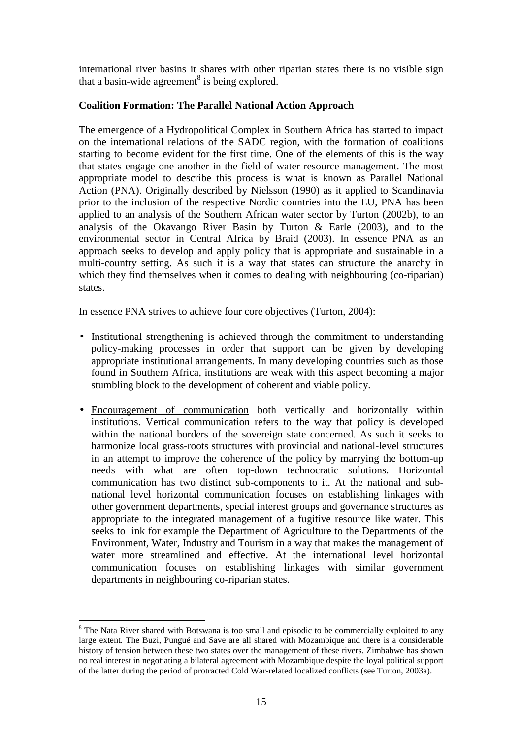international river basins it shares with other riparian states there is no visible sign that a basin-wide agreement[8] is being explored.

**Coalition Formation: The Parallel National Action Approach**

The emergence of a Hydropolitical Complex in Southern Africa has started to impact on the international relations of the SADC region, with the formation of coalitions starting to become evident for the first time. One of the elements of this is the way that states engage one another in the field of water resource management. The most appropriate model to describe this process is what is known as Parallel National Action (PNA). Originally described by Nielsson (1990) as it applied to Scandinavia prior to the inclusion of the respective Nordic countries into the EU, PNA has been applied to an analysis of the Southern African water sector by Turton (2002b), to an analysis of the Okavango River Basin by Turton & Earle (2003), and to the environmental sector in Central Africa by Braid (2003). In essence PNA as an approach seeks to develop and apply policy that is appropriate and sustainable in a multi-country setting. As such it is a way that states can structure the anarchy in which they find themselves when it comes to dealing with neighbouring (co-riparian) states.

In essence PNA strives to achieve four core objectives (Turton, 2004):

- Institutional strengthening is achieved through the commitment to understanding policy-making processes in order that support can be given by developing appropriate institutional arrangements. In many developing countries such as those found in Southern Africa, institutions are weak with this aspect becoming a major stumbling block to the development of coherent and viable policy.
- Encouragement of communication both vertically and horizontally within institutions. Vertical communication refers to the way that policy is developed within the national borders of the sovereign state concerned. As such it seeks to harmonize local grass-roots structures with provincial and national-level structures in an attempt to improve the coherence of the policy by marrying the bottom-up needs with what are often top-down technocratic solutions. Horizontal communication has two distinct sub-components to it. At the national and sub-national level horizontal communication focuses on establishing linkages with other government departments, special interest groups and governance structures as appropriate to the integrated management of a fugitive resource like water. This seeks to link for example the Department of Agriculture to the Departments of the Environment, Water, Industry and Tourism in a way that makes the management of water more streamlined and effective. At the international level horizontal communication focuses on establishing linkages with similar government departments in neighbouring co-riparian states.

[8] The Nata River shared with Botswana is too small and episodic to be commercially exploited to any large extent. The Buzi, Pungué and Save are all shared with Mozambique and there is a considerable history of tension between these two states over the management of these rivers. Zimbabwe has shown no real interest in negotiating a bilateral agreement with Mozambique despite the loyal political support of the latter during the period of protracted Cold War-related localized conflicts (see Turton, 2003a).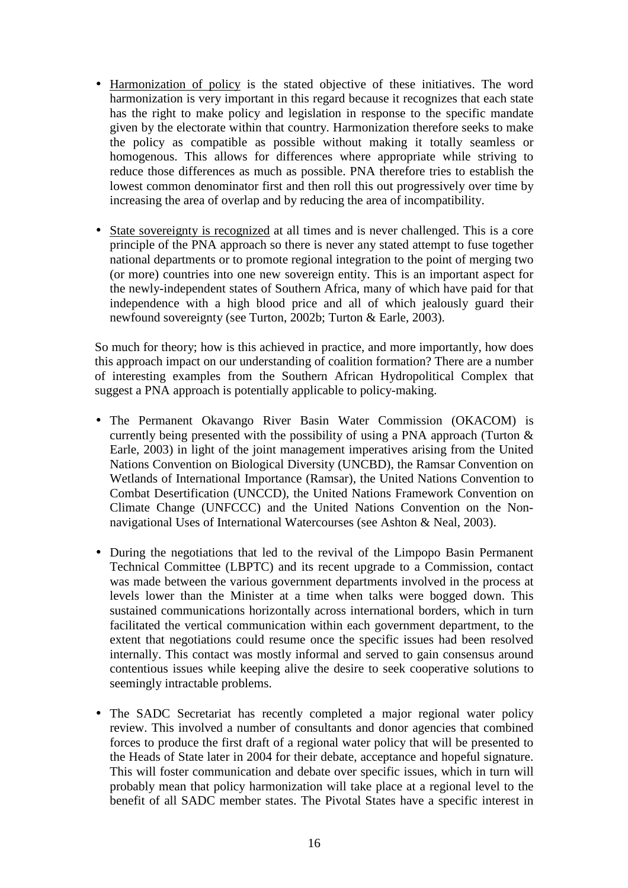- <u>Harmonization of policy</u> is the stated objective of these initiatives. The word harmonization is very important in this regard because it recognizes that each state has the right to make policy and legislation in response to the specific mandate given by the electorate within that country. Harmonization therefore seeks to make the policy as compatible as possible without making it totally seamless or homogenous. This allows for differences where appropriate while striving to reduce those differences as much as possible. PNA therefore tries to establish the lowest common denominator first and then roll this out progressively over time by increasing the area of overlap and by reducing the area of incompatibility.

- <u>State sovereignty is recognized</u> at all times and is never challenged. This is a core principle of the PNA approach so there is never any stated attempt to fuse together national departments or to promote regional integration to the point of merging two (or more) countries into one new sovereign entity. This is an important aspect for the newly-independent states of Southern Africa, many of which have paid for that independence with a high blood price and all of which jealously guard their newfound sovereignty (see Turton, 2002b; Turton & Earle, 2003).

So much for theory; how is this achieved in practice, and more importantly, how does this approach impact on our understanding of coalition formation? There are a number of interesting examples from the Southern African Hydropolitical Complex that suggest a PNA approach is potentially applicable to policy-making.

- The Permanent Okavango River Basin Water Commission (OKACOM) is currently being presented with the possibility of using a PNA approach (Turton & Earle, 2003) in light of the joint management imperatives arising from the United Nations Convention on Biological Diversity (UNCBD), the Ramsar Convention on Wetlands of International Importance (Ramsar), the United Nations Convention to Combat Desertification (UNCCD), the United Nations Framework Convention on Climate Change (UNFCCC) and the United Nations Convention on the Non-navigational Uses of International Watercourses (see Ashton & Neal, 2003).

- During the negotiations that led to the revival of the Limpopo Basin Permanent Technical Committee (LBPTC) and its recent upgrade to a Commission, contact was made between the various government departments involved in the process at levels lower than the Minister at a time when talks were bogged down. This sustained communications horizontally across international borders, which in turn facilitated the vertical communication within each government department, to the extent that negotiations could resume once the specific issues had been resolved internally. This contact was mostly informal and served to gain consensus around contentious issues while keeping alive the desire to seek cooperative solutions to seemingly intractable problems.

- The SADC Secretariat has recently completed a major regional water policy review. This involved a number of consultants and donor agencies that combined forces to produce the first draft of a regional water policy that will be presented to the Heads of State later in 2004 for their debate, acceptance and hopeful signature. This will foster communication and debate over specific issues, which in turn will probably mean that policy harmonization will take place at a regional level to the benefit of all SADC member states. The Pivotal States have a specific interest in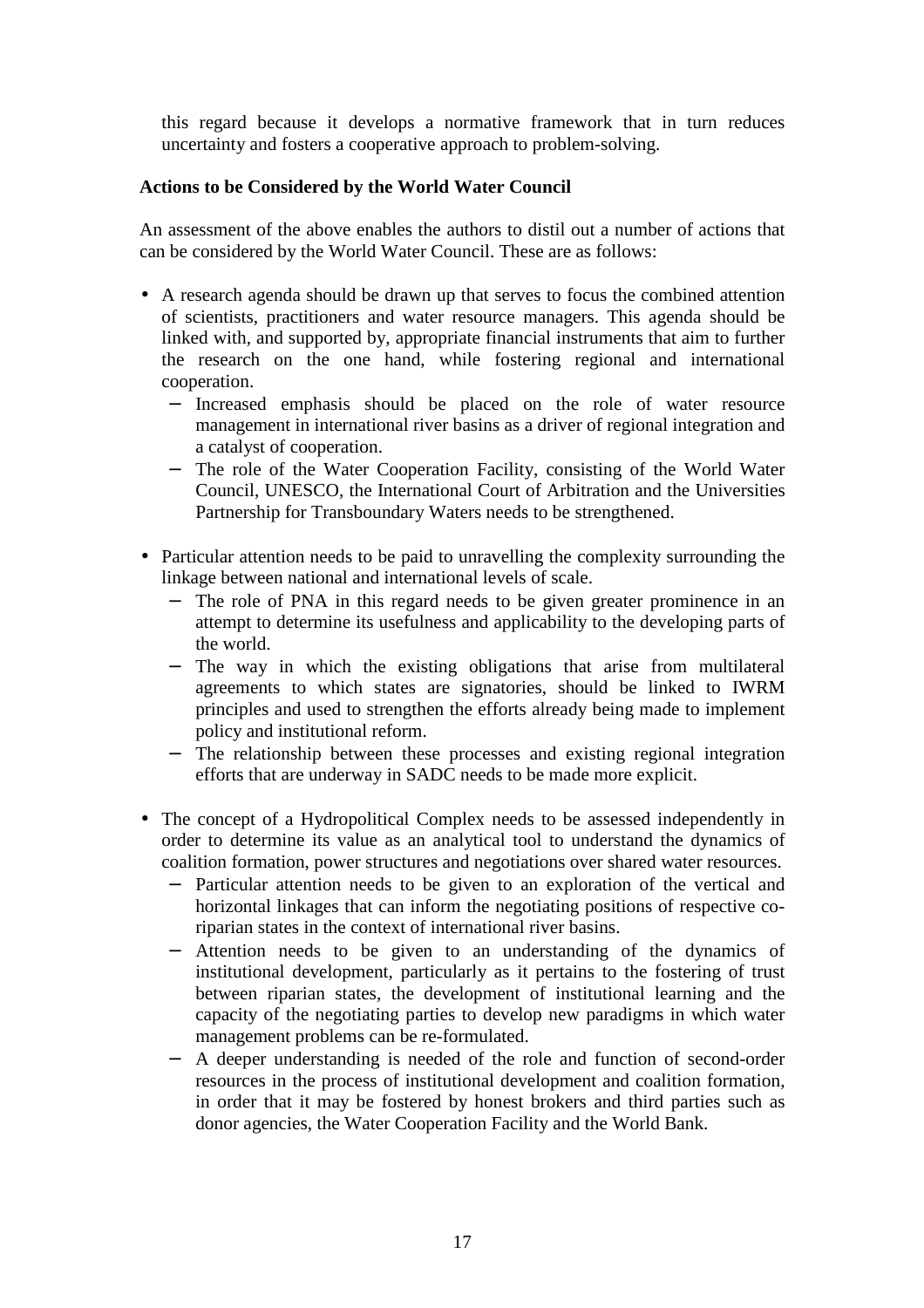this regard because it develops a normative framework that in turn reduces uncertainty and fosters a cooperative approach to problem-solving.

**Actions to be Considered by the World Water Council**

An assessment of the above enables the authors to distil out a number of actions that can be considered by the World Water Council. These are as follows:

- A research agenda should be drawn up that serves to focus the combined attention of scientists, practitioners and water resource managers. This agenda should be linked with, and supported by, appropriate financial instruments that aim to further the research on the one hand, while fostering regional and international cooperation.
  - Increased emphasis should be placed on the role of water resource management in international river basins as a driver of regional integration and a catalyst of cooperation.
  - The role of the Water Cooperation Facility, consisting of the World Water Council, UNESCO, the International Court of Arbitration and the Universities Partnership for Transboundary Waters needs to be strengthened.

- Particular attention needs to be paid to unravelling the complexity surrounding the linkage between national and international levels of scale.
  - The role of PNA in this regard needs to be given greater prominence in an attempt to determine its usefulness and applicability to the developing parts of the world.
  - The way in which the existing obligations that arise from multilateral agreements to which states are signatories, should be linked to IWRM principles and used to strengthen the efforts already being made to implement policy and institutional reform.
  - The relationship between these processes and existing regional integration efforts that are underway in SADC needs to be made more explicit.

- The concept of a Hydropolitical Complex needs to be assessed independently in order to determine its value as an analytical tool to understand the dynamics of coalition formation, power structures and negotiations over shared water resources.
  - Particular attention needs to be given to an exploration of the vertical and horizontal linkages that can inform the negotiating positions of respective co-riparian states in the context of international river basins.
  - Attention needs to be given to an understanding of the dynamics of institutional development, particularly as it pertains to the fostering of trust between riparian states, the development of institutional learning and the capacity of the negotiating parties to develop new paradigms in which water management problems can be re-formulated.
  - A deeper understanding is needed of the role and function of second-order resources in the process of institutional development and coalition formation, in order that it may be fostered by honest brokers and third parties such as donor agencies, the Water Cooperation Facility and the World Bank.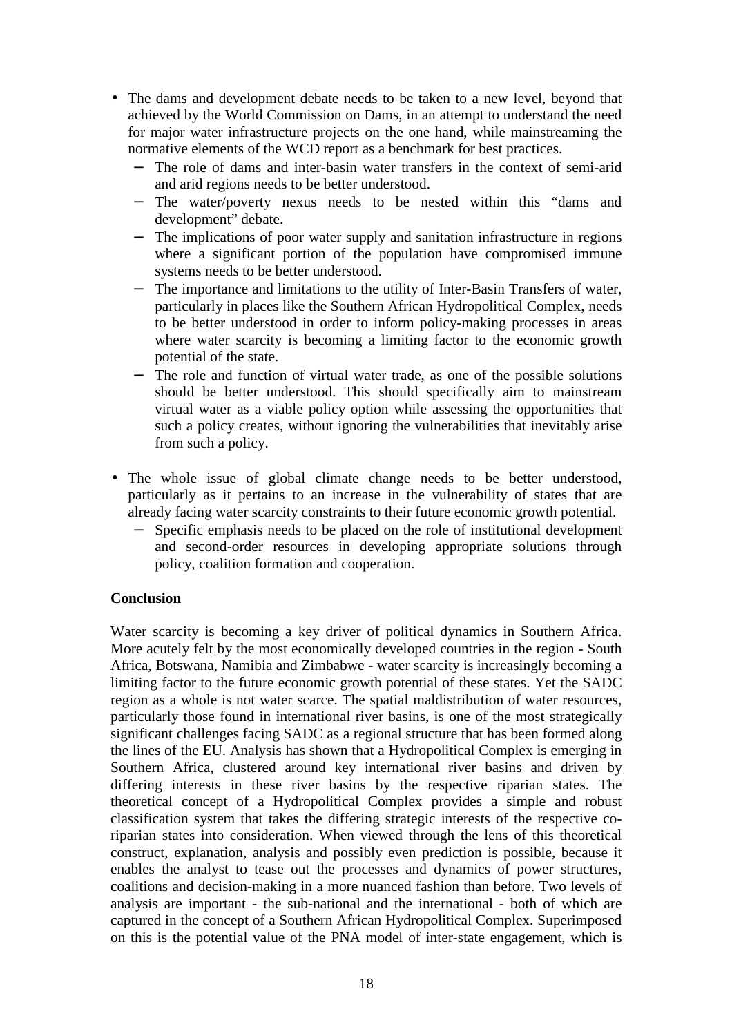- The dams and development debate needs to be taken to a new level, beyond that achieved by the World Commission on Dams, in an attempt to understand the need for major water infrastructure projects on the one hand, while mainstreaming the normative elements of the WCD report as a benchmark for best practices.
  - The role of dams and inter-basin water transfers in the context of semi-arid and arid regions needs to be better understood.
  - The water/poverty nexus needs to be nested within this "dams and development" debate.
  - The implications of poor water supply and sanitation infrastructure in regions where a significant portion of the population have compromised immune systems needs to be better understood.
  - The importance and limitations to the utility of Inter-Basin Transfers of water, particularly in places like the Southern African Hydropolitical Complex, needs to be better understood in order to inform policy-making processes in areas where water scarcity is becoming a limiting factor to the economic growth potential of the state.
  - The role and function of virtual water trade, as one of the possible solutions should be better understood. This should specifically aim to mainstream virtual water as a viable policy option while assessing the opportunities that such a policy creates, without ignoring the vulnerabilities that inevitably arise from such a policy.

- The whole issue of global climate change needs to be better understood, particularly as it pertains to an increase in the vulnerability of states that are already facing water scarcity constraints to their future economic growth potential.
  - Specific emphasis needs to be placed on the role of institutional development and second-order resources in developing appropriate solutions through policy, coalition formation and cooperation.

**Conclusion**

Water scarcity is becoming a key driver of political dynamics in Southern Africa. More acutely felt by the most economically developed countries in the region - South Africa, Botswana, Namibia and Zimbabwe - water scarcity is increasingly becoming a limiting factor to the future economic growth potential of these states. Yet the SADC region as a whole is not water scarce. The spatial maldistribution of water resources, particularly those found in international river basins, is one of the most strategically significant challenges facing SADC as a regional structure that has been formed along the lines of the EU. Analysis has shown that a Hydropolitical Complex is emerging in Southern Africa, clustered around key international river basins and driven by differing interests in these river basins by the respective riparian states. The theoretical concept of a Hydropolitical Complex provides a simple and robust classification system that takes the differing strategic interests of the respective co-riparian states into consideration. When viewed through the lens of this theoretical construct, explanation, analysis and possibly even prediction is possible, because it enables the analyst to tease out the processes and dynamics of power structures, coalitions and decision-making in a more nuanced fashion than before. Two levels of analysis are important - the sub-national and the international - both of which are captured in the concept of a Southern African Hydropolitical Complex. Superimposed on this is the potential value of the PNA model of inter-state engagement, which is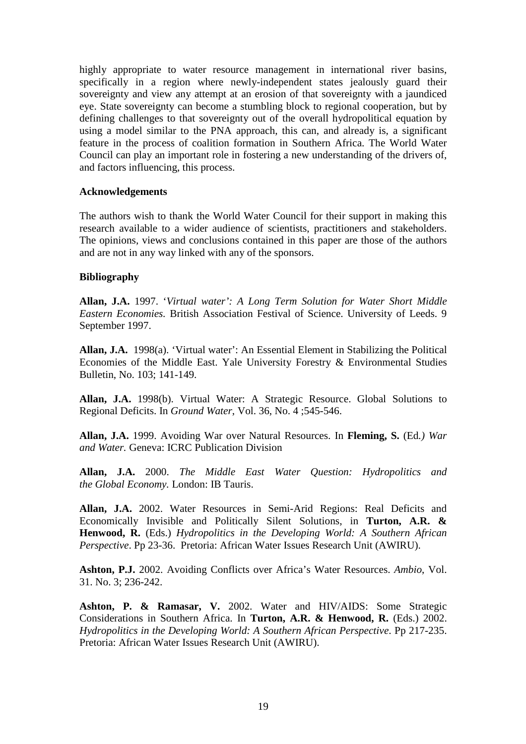highly appropriate to water resource management in international river basins, specifically in a region where newly-independent states jealously guard their sovereignty and view any attempt at an erosion of that sovereignty with a jaundiced eye. State sovereignty can become a stumbling block to regional cooperation, but by defining challenges to that sovereignty out of the overall hydropolitical equation by using a model similar to the PNA approach, this can, and already is, a significant feature in the process of coalition formation in Southern Africa. The World Water Council can play an important role in fostering a new understanding of the drivers of, and factors influencing, this process.

**Acknowledgements**

The authors wish to thank the World Water Council for their support in making this research available to a wider audience of scientists, practitioners and stakeholders. The opinions, views and conclusions contained in this paper are those of the authors and are not in any way linked with any of the sponsors.

**Bibliography**

**Allan, J.A.** 1997. '*Virtual water': A Long Term Solution for Water Short Middle Eastern Economies.* British Association Festival of Science. University of Leeds. 9 September 1997.

**Allan, J.A.** 1998(a). 'Virtual water': An Essential Element in Stabilizing the Political Economies of the Middle East. Yale University Forestry & Environmental Studies Bulletin, No. 103; 141-149.

**Allan, J.A.** 1998(b). Virtual Water: A Strategic Resource. Global Solutions to Regional Deficits. In *Ground Water*, Vol. 36, No. 4 ;545-546.

**Allan, J.A.** 1999. Avoiding War over Natural Resources. In **Fleming, S.** (Ed*.) War and Water.* Geneva: ICRC Publication Division

**Allan, J.A.** 2000. *The Middle East Water Question: Hydropolitics and the Global Economy.* London: IB Tauris.

**Allan, J.A.** 2002. Water Resources in Semi-Arid Regions: Real Deficits and Economically Invisible and Politically Silent Solutions, in **Turton, A.R. & Henwood, R.** (Eds.) *Hydropolitics in the Developing World: A Southern African Perspective*. Pp 23-36. Pretoria: African Water Issues Research Unit (AWIRU).

**Ashton, P.J.** 2002. Avoiding Conflicts over Africa's Water Resources. *Ambio*, Vol. 31. No. 3; 236-242.

**Ashton, P. & Ramasar, V.** 2002. Water and HIV/AIDS: Some Strategic Considerations in Southern Africa. In **Turton, A.R. & Henwood, R.** (Eds.) 2002. *Hydropolitics in the Developing World: A Southern African Perspective*. Pp 217-235. Pretoria: African Water Issues Research Unit (AWIRU).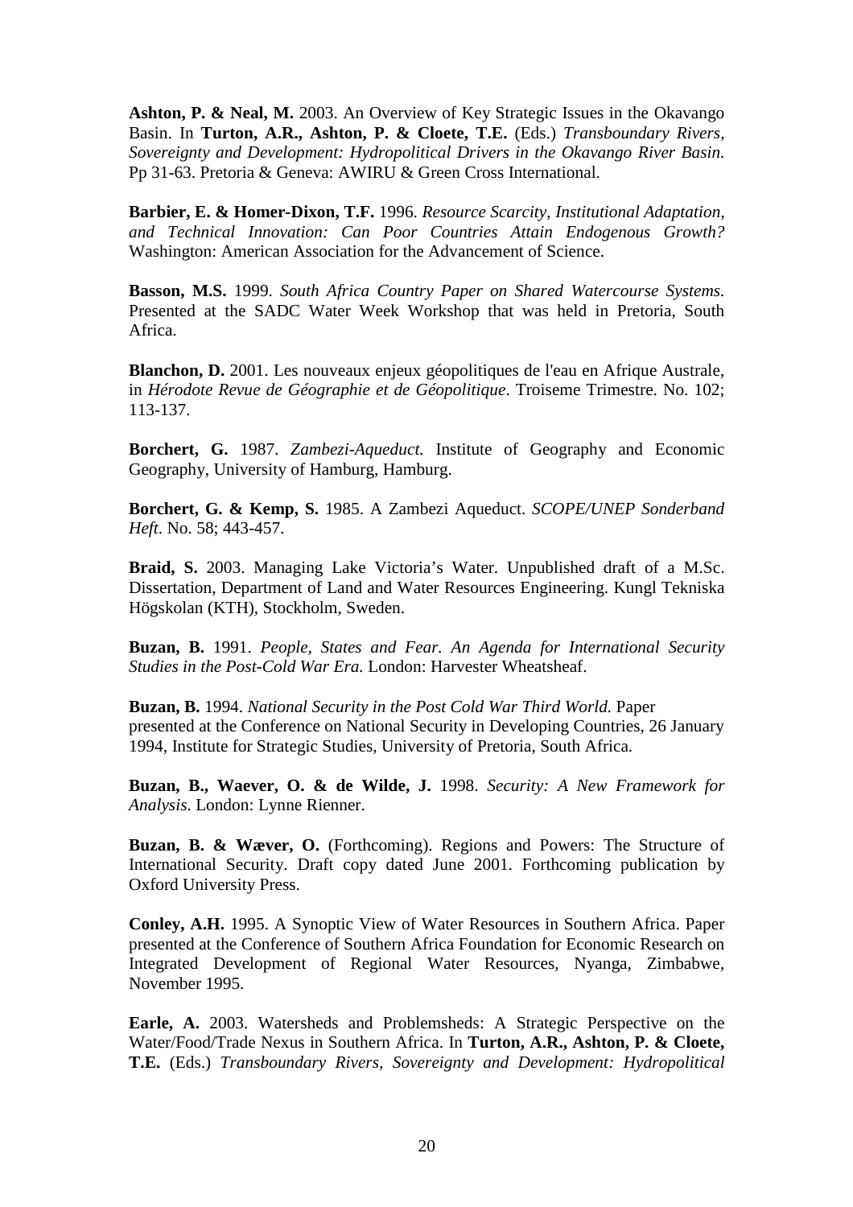**Ashton, P. & Neal, M.** 2003. An Overview of Key Strategic Issues in the Okavango Basin. In **Turton, A.R., Ashton, P. & Cloete, T.E.** (Eds.) *Transboundary Rivers, Sovereignty and Development: Hydropolitical Drivers in the Okavango River Basin.* Pp 31-63. Pretoria & Geneva: AWIRU & Green Cross International.

**Barbier, E. & Homer-Dixon, T.F.** 1996. *Resource Scarcity, Institutional Adaptation, and Technical Innovation: Can Poor Countries Attain Endogenous Growth?* Washington: American Association for the Advancement of Science.

**Basson, M.S.** 1999. *South Africa Country Paper on Shared Watercourse Systems.* Presented at the SADC Water Week Workshop that was held in Pretoria, South Africa.

**Blanchon, D.** 2001. Les nouveaux enjeux géopolitiques de l'eau en Afrique Australe, in *Hérodote Revue de Géographie et de Géopolitique*. Troiseme Trimestre. No. 102; 113-137.

**Borchert, G.** 1987. *Zambezi-Aqueduct.* Institute of Geography and Economic Geography, University of Hamburg, Hamburg.

**Borchert, G. & Kemp, S.** 1985. A Zambezi Aqueduct. *SCOPE/UNEP Sonderband Heft*. No. 58; 443-457.

**Braid, S.** 2003. Managing Lake Victoria's Water. Unpublished draft of a M.Sc. Dissertation, Department of Land and Water Resources Engineering. Kungl Tekniska Högskolan (KTH), Stockholm, Sweden.

**Buzan, B.** 1991. *People, States and Fear. An Agenda for International Security Studies in the Post-Cold War Era.* London: Harvester Wheatsheaf.

**Buzan, B.** 1994. *National Security in the Post Cold War Third World.* Paper presented at the Conference on National Security in Developing Countries, 26 January 1994, Institute for Strategic Studies, University of Pretoria, South Africa.

**Buzan, B., Waever, O. & de Wilde, J.** 1998. *Security: A New Framework for Analysis*. London: Lynne Rienner.

**Buzan, B. & Wæver, O.** (Forthcoming). Regions and Powers: The Structure of International Security. Draft copy dated June 2001. Forthcoming publication by Oxford University Press.

**Conley, A.H.** 1995. A Synoptic View of Water Resources in Southern Africa. Paper presented at the Conference of Southern Africa Foundation for Economic Research on Integrated Development of Regional Water Resources, Nyanga, Zimbabwe, November 1995.

**Earle, A.** 2003. Watersheds and Problemsheds: A Strategic Perspective on the Water/Food/Trade Nexus in Southern Africa. In **Turton, A.R., Ashton, P. & Cloete, T.E.** (Eds.) *Transboundary Rivers, Sovereignty and Development: Hydropolitical*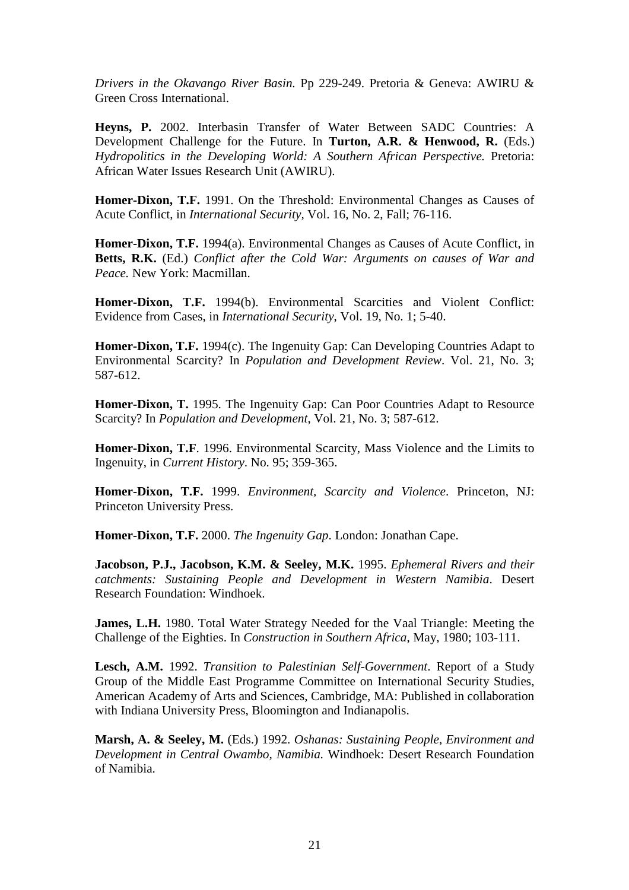*Drivers in the Okavango River Basin.* Pp 229-249. Pretoria & Geneva: AWIRU & Green Cross International.

**Heyns, P.** 2002. Interbasin Transfer of Water Between SADC Countries: A Development Challenge for the Future. In **Turton, A.R. & Henwood, R.** (Eds.) *Hydropolitics in the Developing World: A Southern African Perspective.* Pretoria: African Water Issues Research Unit (AWIRU).

**Homer-Dixon, T.F.** 1991. On the Threshold: Environmental Changes as Causes of Acute Conflict, in *International Security*, Vol. 16, No. 2, Fall; 76-116.

**Homer-Dixon, T.F.** 1994(a). Environmental Changes as Causes of Acute Conflict, in **Betts, R.K.** (Ed.) *Conflict after the Cold War: Arguments on causes of War and Peace.* New York: Macmillan.

**Homer-Dixon, T.F.** 1994(b). Environmental Scarcities and Violent Conflict: Evidence from Cases, in *International Security*, Vol. 19, No. 1; 5-40.

**Homer-Dixon, T.F.** 1994(c). The Ingenuity Gap: Can Developing Countries Adapt to Environmental Scarcity? In *Population and Development Review*. Vol. 21, No. 3; 587-612.

**Homer-Dixon, T.** 1995. The Ingenuity Gap: Can Poor Countries Adapt to Resource Scarcity? In *Population and Development*, Vol. 21, No. 3; 587-612.

**Homer-Dixon, T.F**. 1996. Environmental Scarcity, Mass Violence and the Limits to Ingenuity, in *Current History*. No. 95; 359-365.

**Homer-Dixon, T.F.** 1999. *Environment, Scarcity and Violence*. Princeton, NJ: Princeton University Press.

**Homer-Dixon, T.F.** 2000. *The Ingenuity Gap*. London: Jonathan Cape.

**Jacobson, P.J., Jacobson, K.M. & Seeley, M.K.** 1995. *Ephemeral Rivers and their catchments: Sustaining People and Development in Western Namibia*. Desert Research Foundation: Windhoek.

**James, L.H.** 1980. Total Water Strategy Needed for the Vaal Triangle: Meeting the Challenge of the Eighties. In *Construction in Southern Africa*, May, 1980; 103-111.

**Lesch, A.M.** 1992. *Transition to Palestinian Self-Government*. Report of a Study Group of the Middle East Programme Committee on International Security Studies, American Academy of Arts and Sciences, Cambridge, MA: Published in collaboration with Indiana University Press, Bloomington and Indianapolis.

**Marsh, A. & Seeley, M.** (Eds.) 1992. *Oshanas: Sustaining People, Environment and Development in Central Owambo, Namibia.* Windhoek: Desert Research Foundation of Namibia.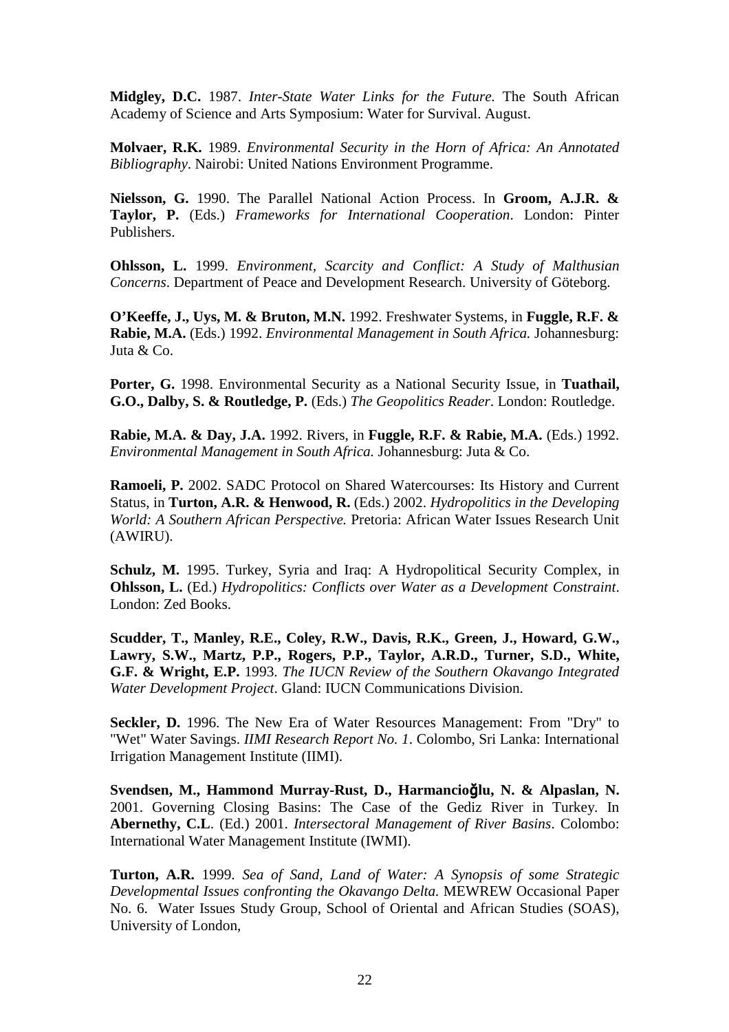**Midgley, D.C.** 1987. *Inter-State Water Links for the Future.* The South African Academy of Science and Arts Symposium: Water for Survival. August.

**Molvaer, R.K.** 1989. *Environmental Security in the Horn of Africa: An Annotated Bibliography*. Nairobi: United Nations Environment Programme.

**Nielsson, G.** 1990. The Parallel National Action Process. In **Groom, A.J.R. & Taylor, P.** (Eds.) *Frameworks for International Cooperation*. London: Pinter Publishers.

**Ohlsson, L.** 1999. *Environment, Scarcity and Conflict: A Study of Malthusian Concerns*. Department of Peace and Development Research. University of Göteborg.

**O'Keeffe, J., Uys, M. & Bruton, M.N.** 1992. Freshwater Systems, in **Fuggle, R.F. & Rabie, M.A.** (Eds.) 1992. *Environmental Management in South Africa.* Johannesburg: Juta & Co.

**Porter, G.** 1998. Environmental Security as a National Security Issue, in **Tuathail, G.O., Dalby, S. & Routledge, P.** (Eds.) *The Geopolitics Reader*. London: Routledge.

**Rabie, M.A. & Day, J.A.** 1992. Rivers, in **Fuggle, R.F. & Rabie, M.A.** (Eds.) 1992. *Environmental Management in South Africa.* Johannesburg: Juta & Co.

**Ramoeli, P.** 2002. SADC Protocol on Shared Watercourses: Its History and Current Status, in **Turton, A.R. & Henwood, R.** (Eds.) 2002. *Hydropolitics in the Developing World: A Southern African Perspective.* Pretoria: African Water Issues Research Unit (AWIRU).

**Schulz, M.** 1995. Turkey, Syria and Iraq: A Hydropolitical Security Complex, in **Ohlsson, L.** (Ed.) *Hydropolitics: Conflicts over Water as a Development Constraint*. London: Zed Books.

**Scudder, T., Manley, R.E., Coley, R.W., Davis, R.K., Green, J., Howard, G.W., Lawry, S.W., Martz, P.P., Rogers, P.P., Taylor, A.R.D., Turner, S.D., White, G.F. & Wright, E.P.** 1993. *The IUCN Review of the Southern Okavango Integrated Water Development Project*. Gland: IUCN Communications Division.

**Seckler, D.** 1996. The New Era of Water Resources Management: From "Dry" to "Wet" Water Savings. *IIMI Research Report No. 1*. Colombo, Sri Lanka: International Irrigation Management Institute (IIMI).

**Svendsen, M., Hammond Murray-Rust, D., Harmancioǧlu, N. & Alpaslan, N.** 2001. Governing Closing Basins: The Case of the Gediz River in Turkey. In **Abernethy, C.L**. (Ed.) 2001. *Intersectoral Management of River Basins*. Colombo: International Water Management Institute (IWMI).

**Turton, A.R.** 1999. *Sea of Sand, Land of Water: A Synopsis of some Strategic Developmental Issues confronting the Okavango Delta.* MEWREW Occasional Paper No. 6. Water Issues Study Group, School of Oriental and African Studies (SOAS), University of London,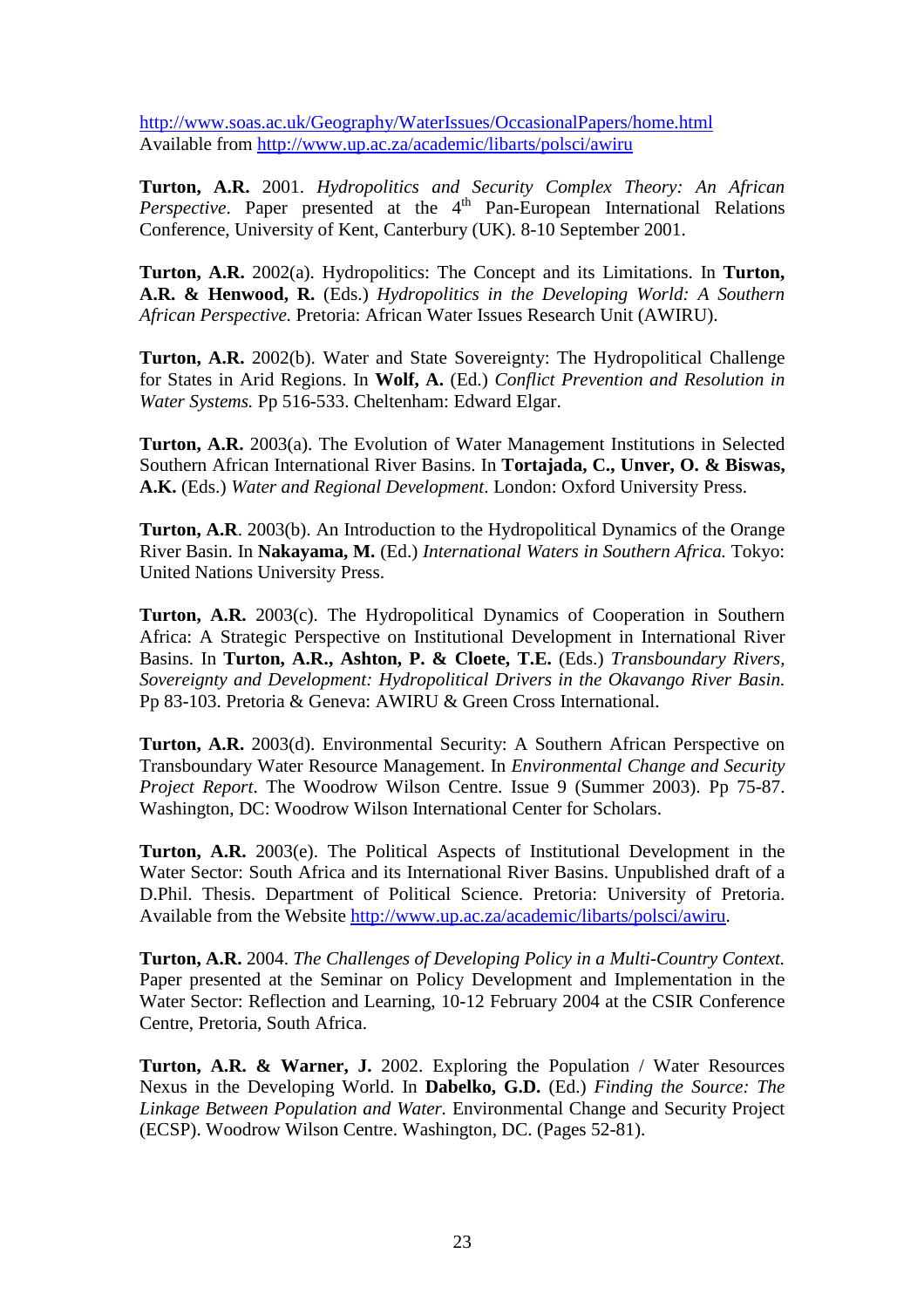http://www.soas.ac.uk/Geography/WaterIssues/OccasionalPapers/home.html
Available from http://www.up.ac.za/academic/libarts/polsci/awiru

**Turton, A.R.** 2001. *Hydropolitics and Security Complex Theory: An African Perspective*. Paper presented at the 4th Pan-European International Relations Conference, University of Kent, Canterbury (UK). 8-10 September 2001.

**Turton, A.R.** 2002(a). Hydropolitics: The Concept and its Limitations. In **Turton, A.R. & Henwood, R.** (Eds.) *Hydropolitics in the Developing World: A Southern African Perspective.* Pretoria: African Water Issues Research Unit (AWIRU).

**Turton, A.R.** 2002(b). Water and State Sovereignty: The Hydropolitical Challenge for States in Arid Regions. In **Wolf, A.** (Ed.) *Conflict Prevention and Resolution in Water Systems.* Pp 516-533. Cheltenham: Edward Elgar.

**Turton, A.R.** 2003(a). The Evolution of Water Management Institutions in Selected Southern African International River Basins. In **Tortajada, C., Unver, O. & Biswas, A.K.** (Eds.) *Water and Regional Development*. London: Oxford University Press.

**Turton, A.R**. 2003(b). An Introduction to the Hydropolitical Dynamics of the Orange River Basin. In **Nakayama, M.** (Ed.) *International Waters in Southern Africa.* Tokyo: United Nations University Press.

**Turton, A.R.** 2003(c). The Hydropolitical Dynamics of Cooperation in Southern Africa: A Strategic Perspective on Institutional Development in International River Basins. In **Turton, A.R., Ashton, P. & Cloete, T.E.** (Eds.) *Transboundary Rivers, Sovereignty and Development: Hydropolitical Drivers in the Okavango River Basin.* Pp 83-103. Pretoria & Geneva: AWIRU & Green Cross International.

**Turton, A.R.** 2003(d). Environmental Security: A Southern African Perspective on Transboundary Water Resource Management. In *Environmental Change and Security Project Report*. The Woodrow Wilson Centre. Issue 9 (Summer 2003). Pp 75-87. Washington, DC: Woodrow Wilson International Center for Scholars.

**Turton, A.R.** 2003(e). The Political Aspects of Institutional Development in the Water Sector: South Africa and its International River Basins. Unpublished draft of a D.Phil. Thesis. Department of Political Science. Pretoria: University of Pretoria. Available from the Website http://www.up.ac.za/academic/libarts/polsci/awiru.

**Turton, A.R.** 2004. *The Challenges of Developing Policy in a Multi-Country Context.* Paper presented at the Seminar on Policy Development and Implementation in the Water Sector: Reflection and Learning, 10-12 February 2004 at the CSIR Conference Centre, Pretoria, South Africa.

**Turton, A.R. & Warner, J.** 2002. Exploring the Population / Water Resources Nexus in the Developing World. In **Dabelko, G.D.** (Ed.) *Finding the Source: The Linkage Between Population and Water.* Environmental Change and Security Project (ECSP). Woodrow Wilson Centre. Washington, DC. (Pages 52-81).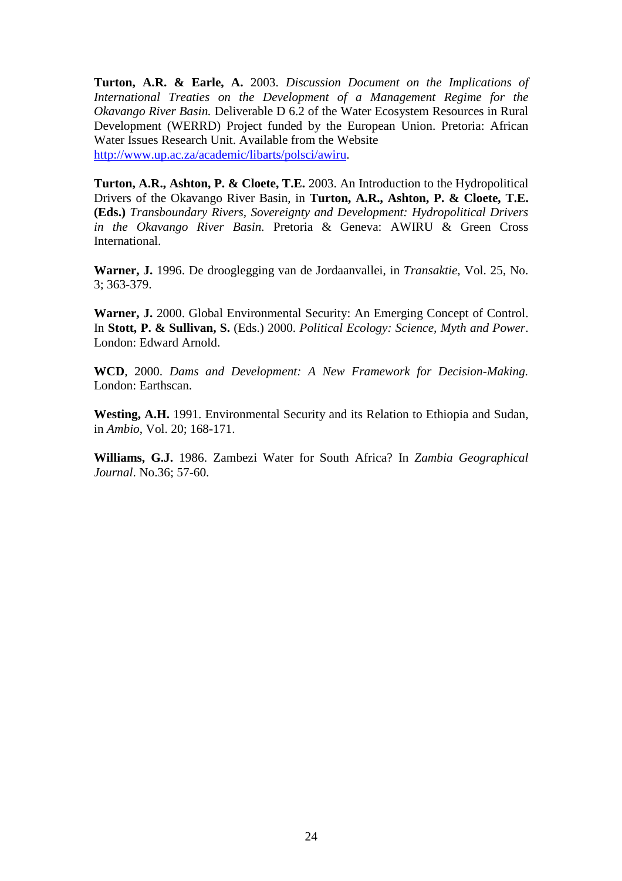**Turton, A.R. & Earle, A.** 2003. *Discussion Document on the Implications of International Treaties on the Development of a Management Regime for the Okavango River Basin.* Deliverable D 6.2 of the Water Ecosystem Resources in Rural Development (WERRD) Project funded by the European Union. Pretoria: African Water Issues Research Unit. Available from the Website http://www.up.ac.za/academic/libarts/polsci/awiru.

**Turton, A.R., Ashton, P. & Cloete, T.E.** 2003. An Introduction to the Hydropolitical Drivers of the Okavango River Basin, in **Turton, A.R., Ashton, P. & Cloete, T.E. (Eds.)** *Transboundary Rivers, Sovereignty and Development: Hydropolitical Drivers in the Okavango River Basin.* Pretoria & Geneva: AWIRU & Green Cross International.

**Warner, J.** 1996. De drooglegging van de Jordaanvallei, in *Transaktie*, Vol. 25, No. 3; 363-379.

**Warner, J.** 2000. Global Environmental Security: An Emerging Concept of Control. In **Stott, P. & Sullivan, S.** (Eds.) 2000. *Political Ecology: Science, Myth and Power*. London: Edward Arnold.

**WCD**, 2000. *Dams and Development: A New Framework for Decision-Making.* London: Earthscan.

**Westing, A.H.** 1991. Environmental Security and its Relation to Ethiopia and Sudan, in *Ambio*, Vol. 20; 168-171.

**Williams, G.J.** 1986. Zambezi Water for South Africa? In *Zambia Geographical Journal*. No.36; 57-60.